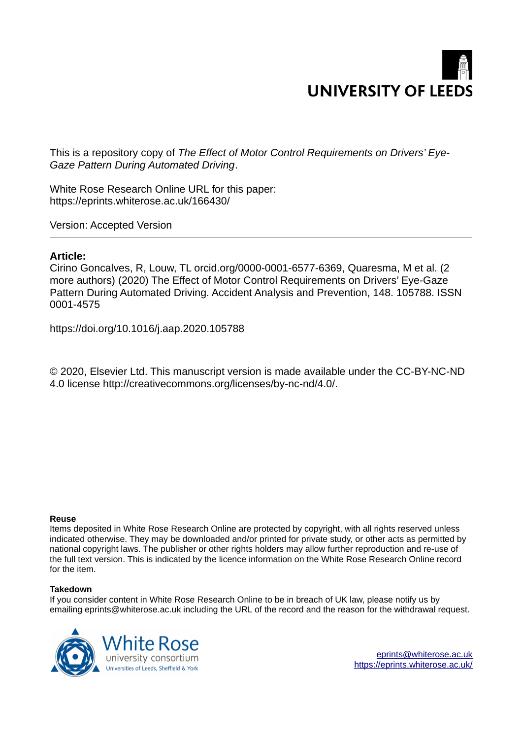UNIVERSITY OF LEEDS

This is a repository copy of *The Effect of Motor Control Requirements on Drivers' Eye-Gaze Pattern During Automated Driving*.

White Rose Research Online URL for this paper:
https://eprints.whiterose.ac.uk/166430/

Version: Accepted Version

---

**Article:**

Cirino Goncalves, R, Louw, TL orcid.org/0000-0001-6577-6369, Quaresma, M et al. (2 more authors) (2020) The Effect of Motor Control Requirements on Drivers' Eye-Gaze Pattern During Automated Driving. Accident Analysis and Prevention, 148. 105788. ISSN 0001-4575

https://doi.org/10.1016/j.aap.2020.105788

---

© 2020, Elsevier Ltd. This manuscript version is made available under the CC-BY-NC-ND 4.0 license http://creativecommons.org/licenses/by-nc-nd/4.0/.

**Reuse**

Items deposited in White Rose Research Online are protected by copyright, with all rights reserved unless indicated otherwise. They may be downloaded and/or printed for private study, or other acts as permitted by national copyright laws. The publisher or other rights holders may allow further reproduction and re-use of the full text version. This is indicated by the licence information on the White Rose Research Online record for the item.

**Takedown**

If you consider content in White Rose Research Online to be in breach of UK law, please notify us by emailing eprints@whiterose.ac.uk including the URL of the record and the reason for the withdrawal request.

White Rose university consortium
Universities of Leeds, Sheffield & York

eprints@whiterose.ac.uk
https://eprints.whiterose.ac.uk/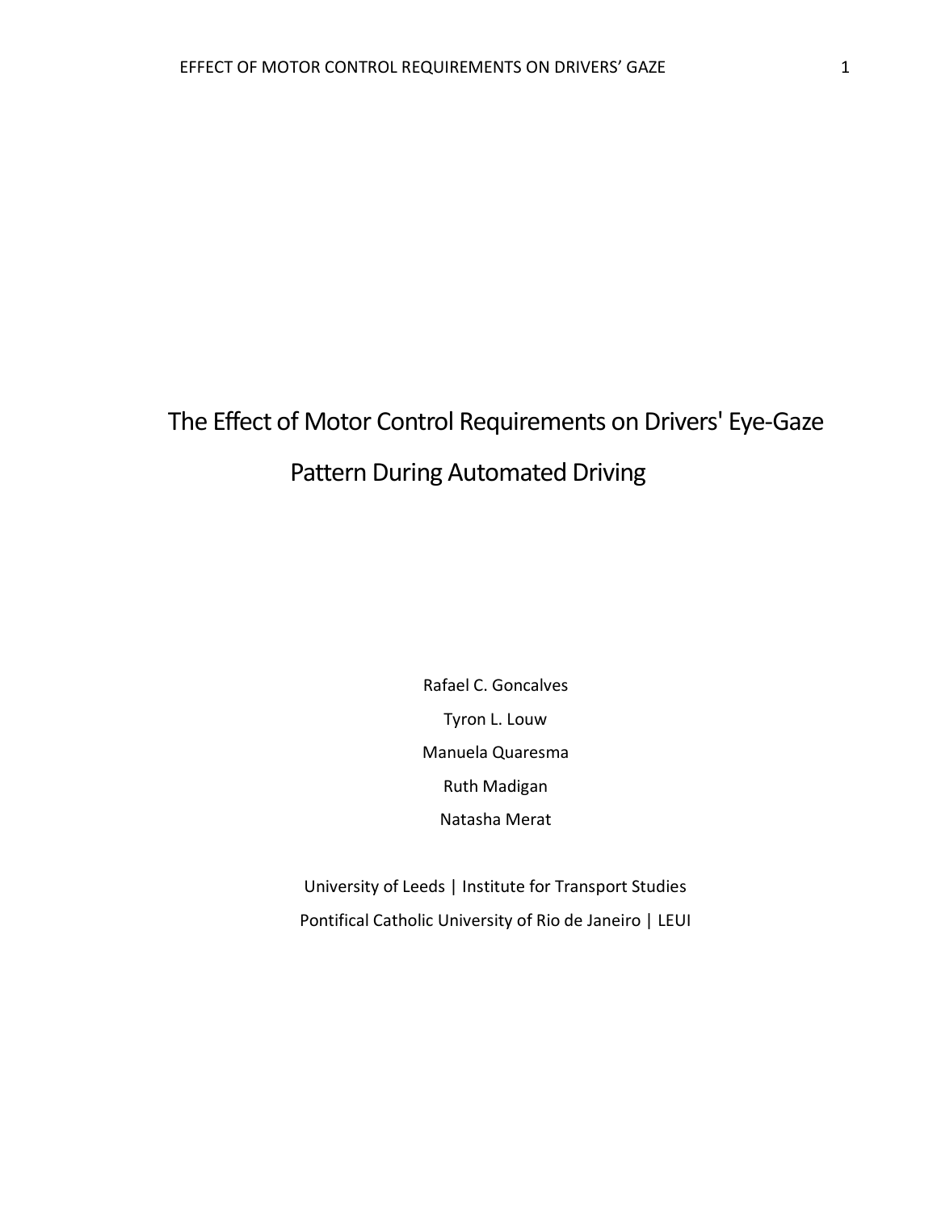# The Effect of Motor Control Requirements on Drivers' Eye-Gaze Pattern During Automated Driving

Rafael C. Goncalves

Tyron L. Louw

Manuela Quaresma

Ruth Madigan

Natasha Merat

University of Leeds | Institute for Transport Studies

Pontifical Catholic University of Rio de Janeiro | LEUI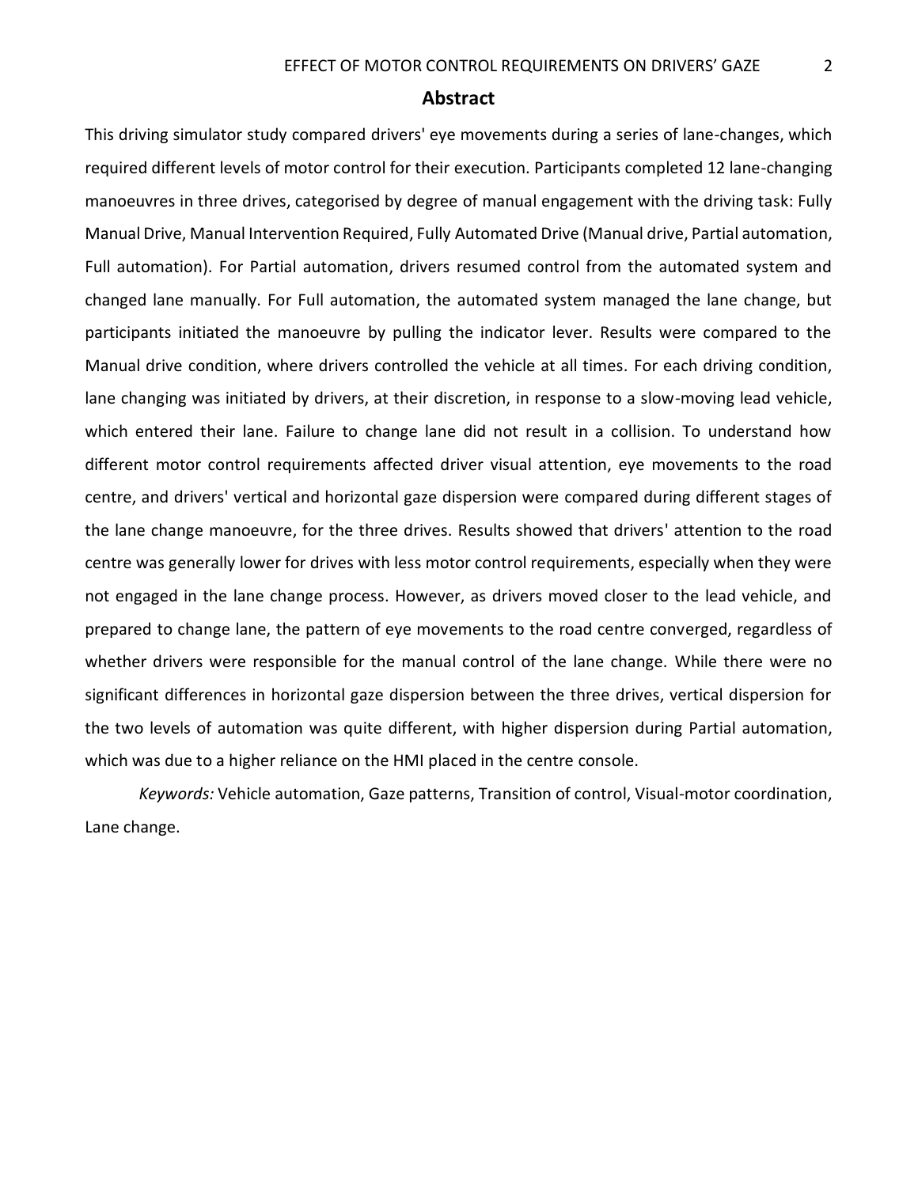## Abstract

This driving simulator study compared drivers' eye movements during a series of lane-changes, which required different levels of motor control for their execution. Participants completed 12 lane-changing manoeuvres in three drives, categorised by degree of manual engagement with the driving task: Fully Manual Drive, Manual Intervention Required, Fully Automated Drive (Manual drive, Partial automation, Full automation). For Partial automation, drivers resumed control from the automated system and changed lane manually. For Full automation, the automated system managed the lane change, but participants initiated the manoeuvre by pulling the indicator lever. Results were compared to the Manual drive condition, where drivers controlled the vehicle at all times. For each driving condition, lane changing was initiated by drivers, at their discretion, in response to a slow-moving lead vehicle, which entered their lane. Failure to change lane did not result in a collision. To understand how different motor control requirements affected driver visual attention, eye movements to the road centre, and drivers' vertical and horizontal gaze dispersion were compared during different stages of the lane change manoeuvre, for the three drives. Results showed that drivers' attention to the road centre was generally lower for drives with less motor control requirements, especially when they were not engaged in the lane change process. However, as drivers moved closer to the lead vehicle, and prepared to change lane, the pattern of eye movements to the road centre converged, regardless of whether drivers were responsible for the manual control of the lane change. While there were no significant differences in horizontal gaze dispersion between the three drives, vertical dispersion for the two levels of automation was quite different, with higher dispersion during Partial automation, which was due to a higher reliance on the HMI placed in the centre console.

*Keywords:* Vehicle automation, Gaze patterns, Transition of control, Visual-motor coordination, Lane change.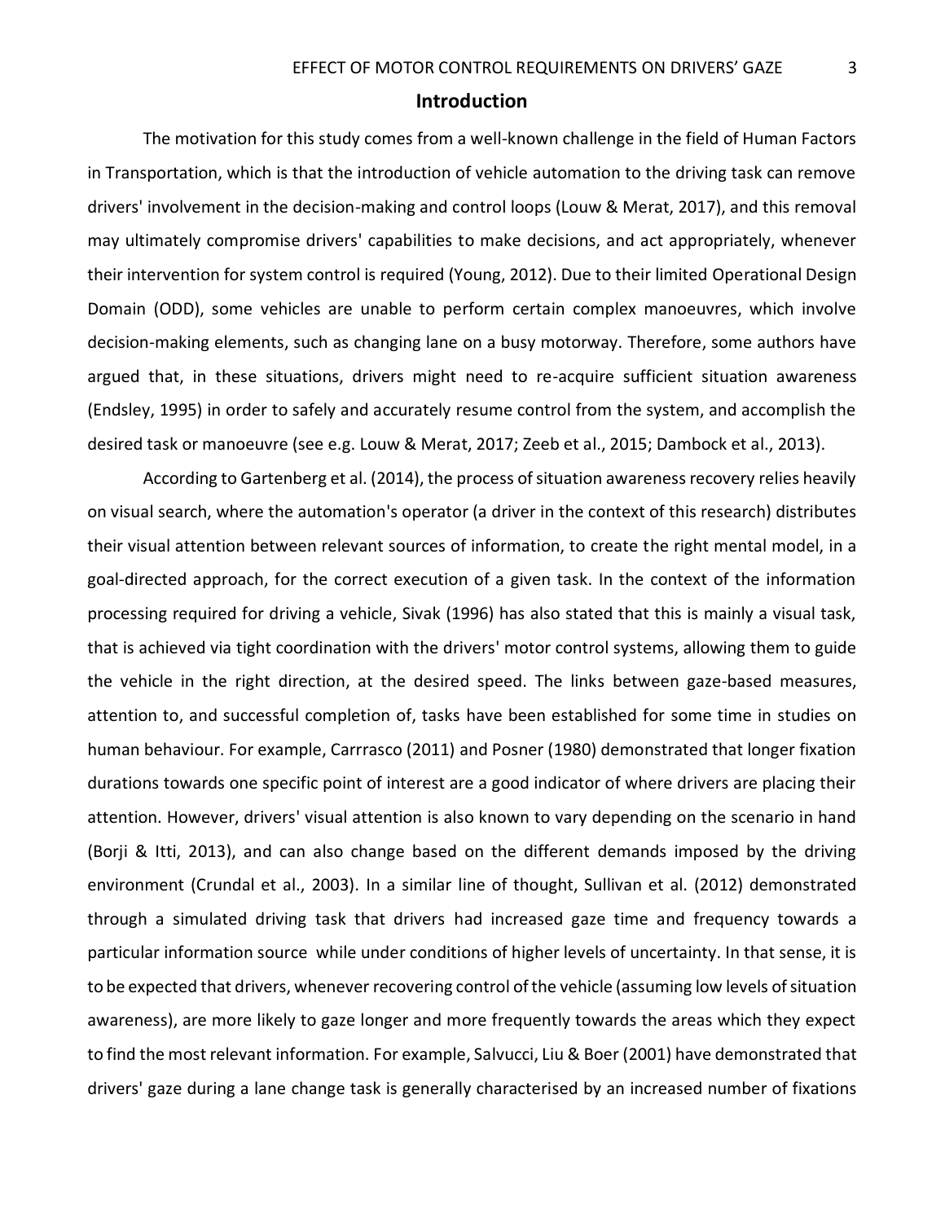## Introduction

The motivation for this study comes from a well-known challenge in the field of Human Factors in Transportation, which is that the introduction of vehicle automation to the driving task can remove drivers' involvement in the decision-making and control loops (Louw & Merat, 2017), and this removal may ultimately compromise drivers' capabilities to make decisions, and act appropriately, whenever their intervention for system control is required (Young, 2012). Due to their limited Operational Design Domain (ODD), some vehicles are unable to perform certain complex manoeuvres, which involve decision-making elements, such as changing lane on a busy motorway. Therefore, some authors have argued that, in these situations, drivers might need to re-acquire sufficient situation awareness (Endsley, 1995) in order to safely and accurately resume control from the system, and accomplish the desired task or manoeuvre (see e.g. Louw & Merat, 2017; Zeeb et al., 2015; Dambock et al., 2013).

According to Gartenberg et al. (2014), the process of situation awareness recovery relies heavily on visual search, where the automation's operator (a driver in the context of this research) distributes their visual attention between relevant sources of information, to create the right mental model, in a goal-directed approach, for the correct execution of a given task. In the context of the information processing required for driving a vehicle, Sivak (1996) has also stated that this is mainly a visual task, that is achieved via tight coordination with the drivers' motor control systems, allowing them to guide the vehicle in the right direction, at the desired speed. The links between gaze-based measures, attention to, and successful completion of, tasks have been established for some time in studies on human behaviour. For example, Carrrasco (2011) and Posner (1980) demonstrated that longer fixation durations towards one specific point of interest are a good indicator of where drivers are placing their attention. However, drivers' visual attention is also known to vary depending on the scenario in hand (Borji & Itti, 2013), and can also change based on the different demands imposed by the driving environment (Crundal et al., 2003). In a similar line of thought, Sullivan et al. (2012) demonstrated through a simulated driving task that drivers had increased gaze time and frequency towards a particular information source while under conditions of higher levels of uncertainty. In that sense, it is to be expected that drivers, whenever recovering control of the vehicle (assuming low levels of situation awareness), are more likely to gaze longer and more frequently towards the areas which they expect to find the most relevant information. For example, Salvucci, Liu & Boer (2001) have demonstrated that drivers' gaze during a lane change task is generally characterised by an increased number of fixations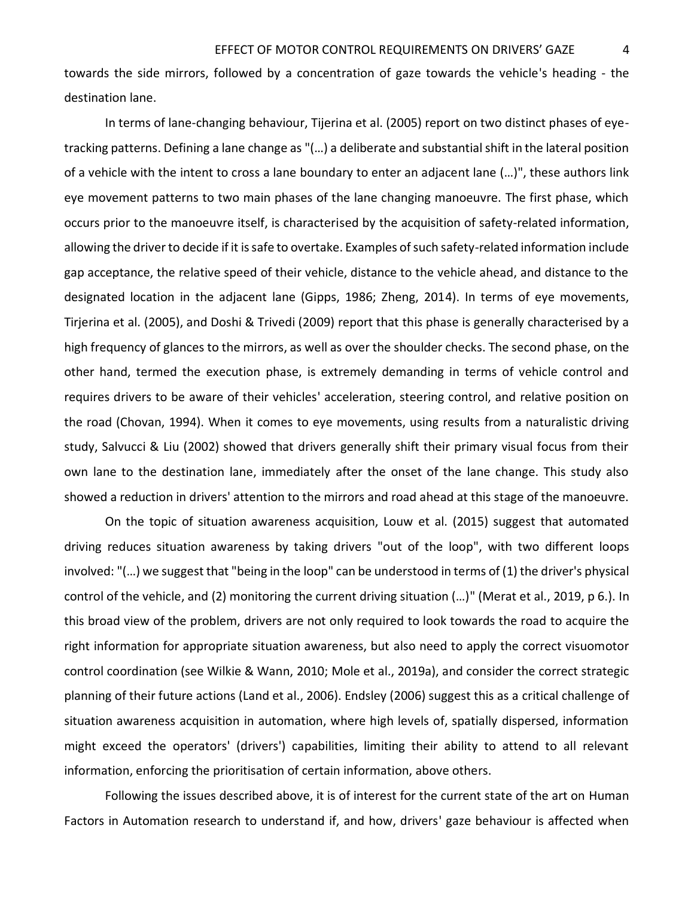towards the side mirrors, followed by a concentration of gaze towards the vehicle's heading - the destination lane.

In terms of lane-changing behaviour, Tijerina et al. (2005) report on two distinct phases of eye-tracking patterns. Defining a lane change as "(…) a deliberate and substantial shift in the lateral position of a vehicle with the intent to cross a lane boundary to enter an adjacent lane (…)", these authors link eye movement patterns to two main phases of the lane changing manoeuvre. The first phase, which occurs prior to the manoeuvre itself, is characterised by the acquisition of safety-related information, allowing the driver to decide if it is safe to overtake. Examples of such safety-related information include gap acceptance, the relative speed of their vehicle, distance to the vehicle ahead, and distance to the designated location in the adjacent lane (Gipps, 1986; Zheng, 2014). In terms of eye movements, Tirjerina et al. (2005), and Doshi & Trivedi (2009) report that this phase is generally characterised by a high frequency of glances to the mirrors, as well as over the shoulder checks. The second phase, on the other hand, termed the execution phase, is extremely demanding in terms of vehicle control and requires drivers to be aware of their vehicles' acceleration, steering control, and relative position on the road (Chovan, 1994). When it comes to eye movements, using results from a naturalistic driving study, Salvucci & Liu (2002) showed that drivers generally shift their primary visual focus from their own lane to the destination lane, immediately after the onset of the lane change. This study also showed a reduction in drivers' attention to the mirrors and road ahead at this stage of the manoeuvre.

On the topic of situation awareness acquisition, Louw et al. (2015) suggest that automated driving reduces situation awareness by taking drivers "out of the loop", with two different loops involved: "(…) we suggest that "being in the loop" can be understood in terms of (1) the driver's physical control of the vehicle, and (2) monitoring the current driving situation (…)" (Merat et al., 2019, p 6.). In this broad view of the problem, drivers are not only required to look towards the road to acquire the right information for appropriate situation awareness, but also need to apply the correct visuomotor control coordination (see Wilkie & Wann, 2010; Mole et al., 2019a), and consider the correct strategic planning of their future actions (Land et al., 2006). Endsley (2006) suggest this as a critical challenge of situation awareness acquisition in automation, where high levels of, spatially dispersed, information might exceed the operators' (drivers') capabilities, limiting their ability to attend to all relevant information, enforcing the prioritisation of certain information, above others.

Following the issues described above, it is of interest for the current state of the art on Human Factors in Automation research to understand if, and how, drivers' gaze behaviour is affected when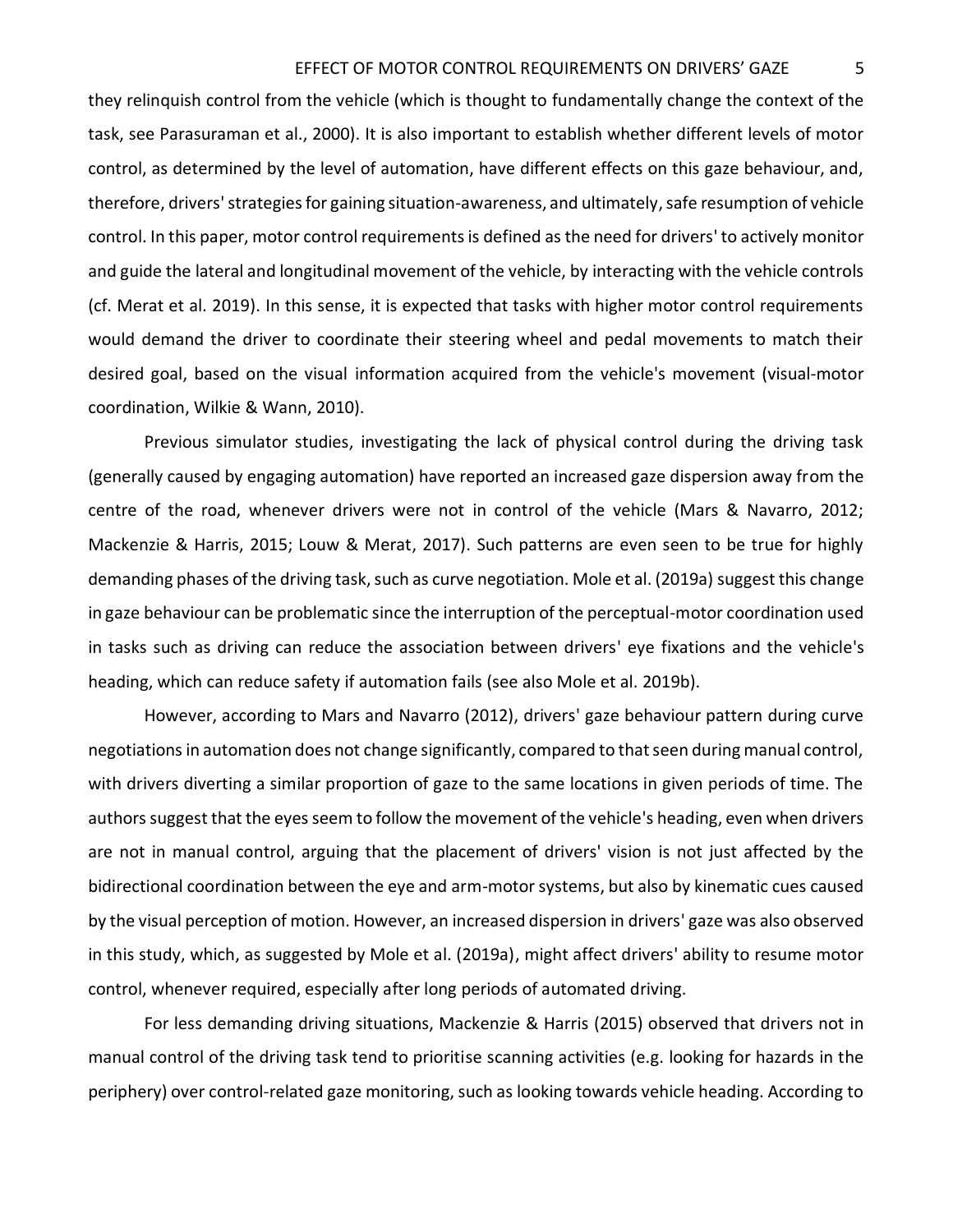they relinquish control from the vehicle (which is thought to fundamentally change the context of the task, see Parasuraman et al., 2000). It is also important to establish whether different levels of motor control, as determined by the level of automation, have different effects on this gaze behaviour, and, therefore, drivers' strategies for gaining situation-awareness, and ultimately, safe resumption of vehicle control. In this paper, motor control requirements is defined as the need for drivers' to actively monitor and guide the lateral and longitudinal movement of the vehicle, by interacting with the vehicle controls (cf. Merat et al. 2019). In this sense, it is expected that tasks with higher motor control requirements would demand the driver to coordinate their steering wheel and pedal movements to match their desired goal, based on the visual information acquired from the vehicle's movement (visual-motor coordination, Wilkie & Wann, 2010).

Previous simulator studies, investigating the lack of physical control during the driving task (generally caused by engaging automation) have reported an increased gaze dispersion away from the centre of the road, whenever drivers were not in control of the vehicle (Mars & Navarro, 2012; Mackenzie & Harris, 2015; Louw & Merat, 2017). Such patterns are even seen to be true for highly demanding phases of the driving task, such as curve negotiation. Mole et al. (2019a) suggest this change in gaze behaviour can be problematic since the interruption of the perceptual-motor coordination used in tasks such as driving can reduce the association between drivers' eye fixations and the vehicle's heading, which can reduce safety if automation fails (see also Mole et al. 2019b).

However, according to Mars and Navarro (2012), drivers' gaze behaviour pattern during curve negotiations in automation does not change significantly, compared to that seen during manual control, with drivers diverting a similar proportion of gaze to the same locations in given periods of time. The authors suggest that the eyes seem to follow the movement of the vehicle's heading, even when drivers are not in manual control, arguing that the placement of drivers' vision is not just affected by the bidirectional coordination between the eye and arm-motor systems, but also by kinematic cues caused by the visual perception of motion. However, an increased dispersion in drivers' gaze was also observed in this study, which, as suggested by Mole et al. (2019a), might affect drivers' ability to resume motor control, whenever required, especially after long periods of automated driving.

For less demanding driving situations, Mackenzie & Harris (2015) observed that drivers not in manual control of the driving task tend to prioritise scanning activities (e.g. looking for hazards in the periphery) over control-related gaze monitoring, such as looking towards vehicle heading. According to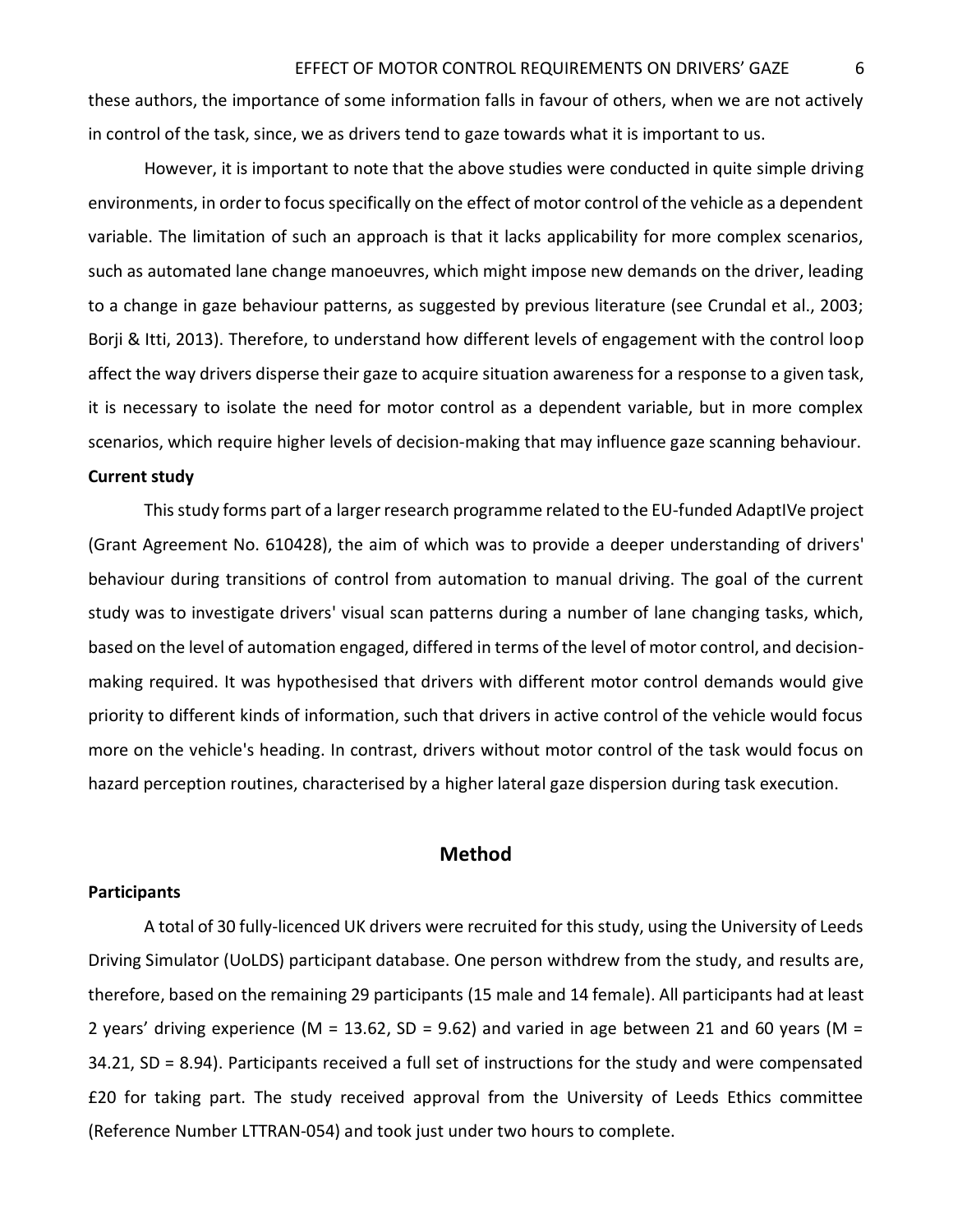these authors, the importance of some information falls in favour of others, when we are not actively in control of the task, since, we as drivers tend to gaze towards what it is important to us.

However, it is important to note that the above studies were conducted in quite simple driving environments, in order to focus specifically on the effect of motor control of the vehicle as a dependent variable. The limitation of such an approach is that it lacks applicability for more complex scenarios, such as automated lane change manoeuvres, which might impose new demands on the driver, leading to a change in gaze behaviour patterns, as suggested by previous literature (see Crundal et al., 2003; Borji & Itti, 2013). Therefore, to understand how different levels of engagement with the control loop affect the way drivers disperse their gaze to acquire situation awareness for a response to a given task, it is necessary to isolate the need for motor control as a dependent variable, but in more complex scenarios, which require higher levels of decision-making that may influence gaze scanning behaviour.

**Current study**

This study forms part of a larger research programme related to the EU-funded AdaptIVe project (Grant Agreement No. 610428), the aim of which was to provide a deeper understanding of drivers' behaviour during transitions of control from automation to manual driving. The goal of the current study was to investigate drivers' visual scan patterns during a number of lane changing tasks, which, based on the level of automation engaged, differed in terms of the level of motor control, and decision-making required. It was hypothesised that drivers with different motor control demands would give priority to different kinds of information, such that drivers in active control of the vehicle would focus more on the vehicle's heading. In contrast, drivers without motor control of the task would focus on hazard perception routines, characterised by a higher lateral gaze dispersion during task execution.

## Method

**Participants**

A total of 30 fully-licenced UK drivers were recruited for this study, using the University of Leeds Driving Simulator (UoLDS) participant database. One person withdrew from the study, and results are, therefore, based on the remaining 29 participants (15 male and 14 female). All participants had at least 2 years' driving experience (M = 13.62, SD = 9.62) and varied in age between 21 and 60 years (M = 34.21, SD = 8.94). Participants received a full set of instructions for the study and were compensated £20 for taking part. The study received approval from the University of Leeds Ethics committee (Reference Number LTTRAN-054) and took just under two hours to complete.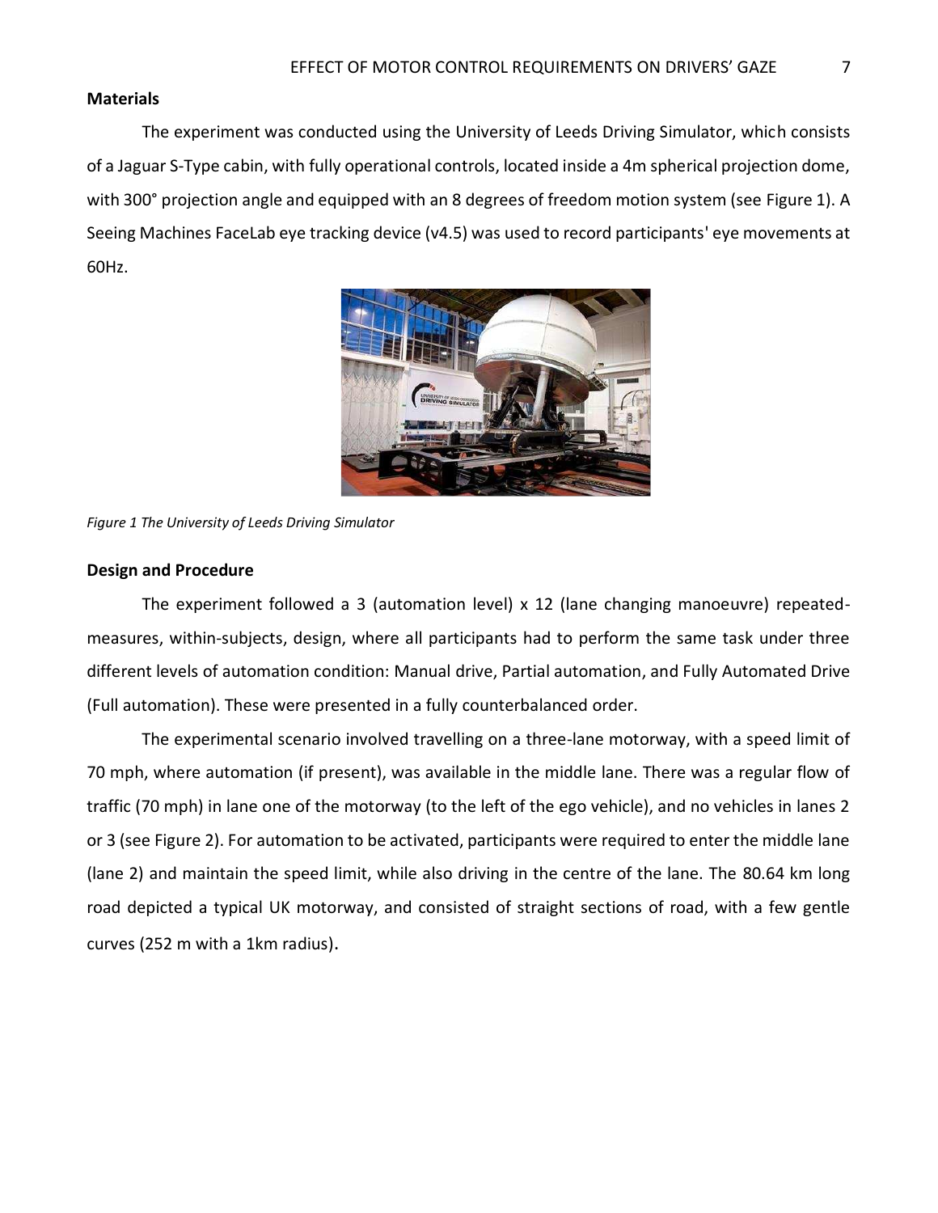## Materials

The experiment was conducted using the University of Leeds Driving Simulator, which consists of a Jaguar S-Type cabin, with fully operational controls, located inside a 4m spherical projection dome, with 300° projection angle and equipped with an 8 degrees of freedom motion system (see Figure 1). A Seeing Machines FaceLab eye tracking device (v4.5) was used to record participants' eye movements at 60Hz.

*Figure 1 The University of Leeds Driving Simulator*

## Design and Procedure

The experiment followed a 3 (automation level) x 12 (lane changing manoeuvre) repeated-measures, within-subjects, design, where all participants had to perform the same task under three different levels of automation condition: Manual drive, Partial automation, and Fully Automated Drive (Full automation). These were presented in a fully counterbalanced order.

The experimental scenario involved travelling on a three-lane motorway, with a speed limit of 70 mph, where automation (if present), was available in the middle lane. There was a regular flow of traffic (70 mph) in lane one of the motorway (to the left of the ego vehicle), and no vehicles in lanes 2 or 3 (see Figure 2). For automation to be activated, participants were required to enter the middle lane (lane 2) and maintain the speed limit, while also driving in the centre of the lane. The 80.64 km long road depicted a typical UK motorway, and consisted of straight sections of road, with a few gentle curves (252 m with a 1km radius).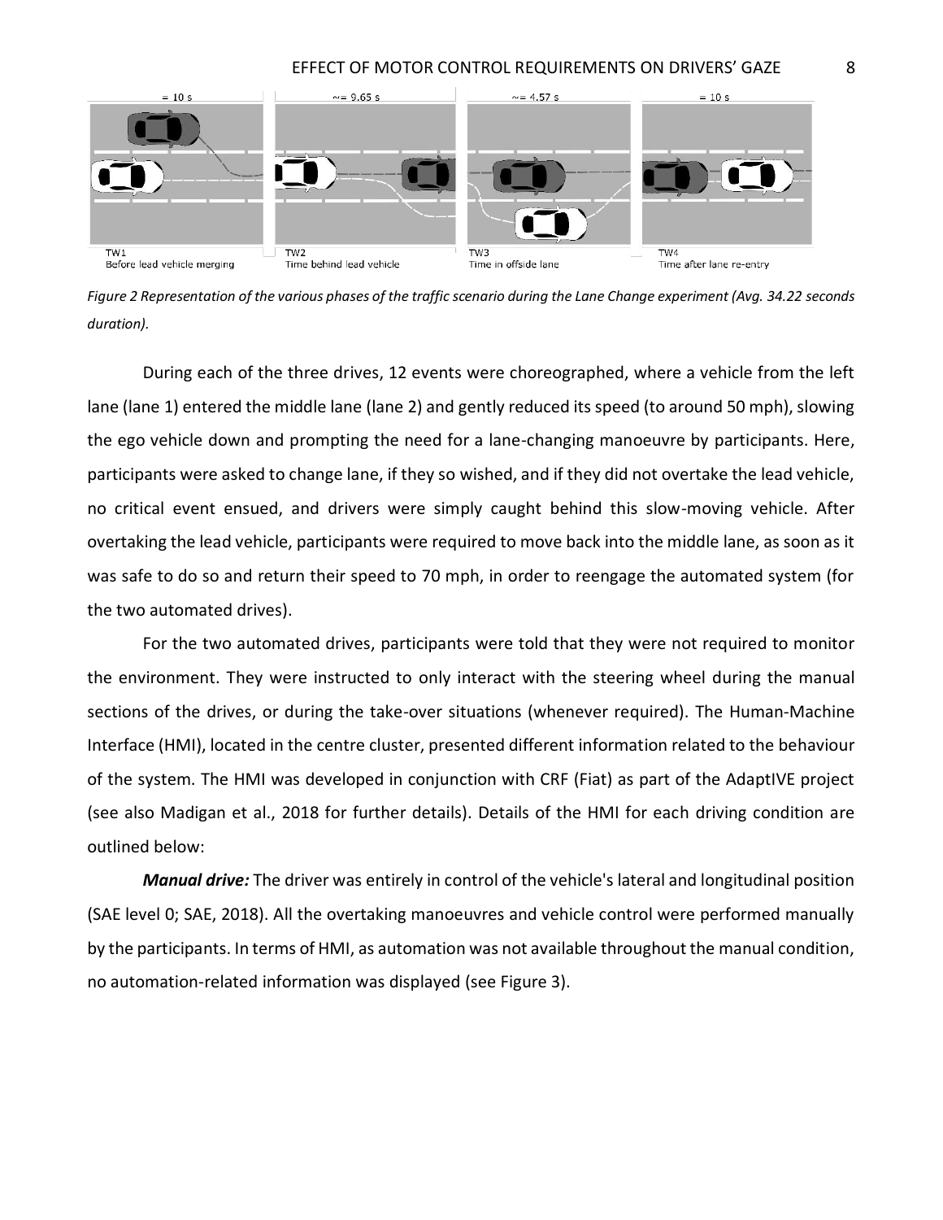*Figure 2 Representation of the various phases of the traffic scenario during the Lane Change experiment (Avg. 34.22 seconds duration).*

During each of the three drives, 12 events were choreographed, where a vehicle from the left lane (lane 1) entered the middle lane (lane 2) and gently reduced its speed (to around 50 mph), slowing the ego vehicle down and prompting the need for a lane-changing manoeuvre by participants. Here, participants were asked to change lane, if they so wished, and if they did not overtake the lead vehicle, no critical event ensued, and drivers were simply caught behind this slow-moving vehicle. After overtaking the lead vehicle, participants were required to move back into the middle lane, as soon as it was safe to do so and return their speed to 70 mph, in order to reengage the automated system (for the two automated drives).

For the two automated drives, participants were told that they were not required to monitor the environment. They were instructed to only interact with the steering wheel during the manual sections of the drives, or during the take-over situations (whenever required). The Human-Machine Interface (HMI), located in the centre cluster, presented different information related to the behaviour of the system. The HMI was developed in conjunction with CRF (Fiat) as part of the AdaptIVE project (see also Madigan et al., 2018 for further details). Details of the HMI for each driving condition are outlined below:

***Manual drive:*** The driver was entirely in control of the vehicle's lateral and longitudinal position (SAE level 0; SAE, 2018). All the overtaking manoeuvres and vehicle control were performed manually by the participants. In terms of HMI, as automation was not available throughout the manual condition, no automation-related information was displayed (see Figure 3).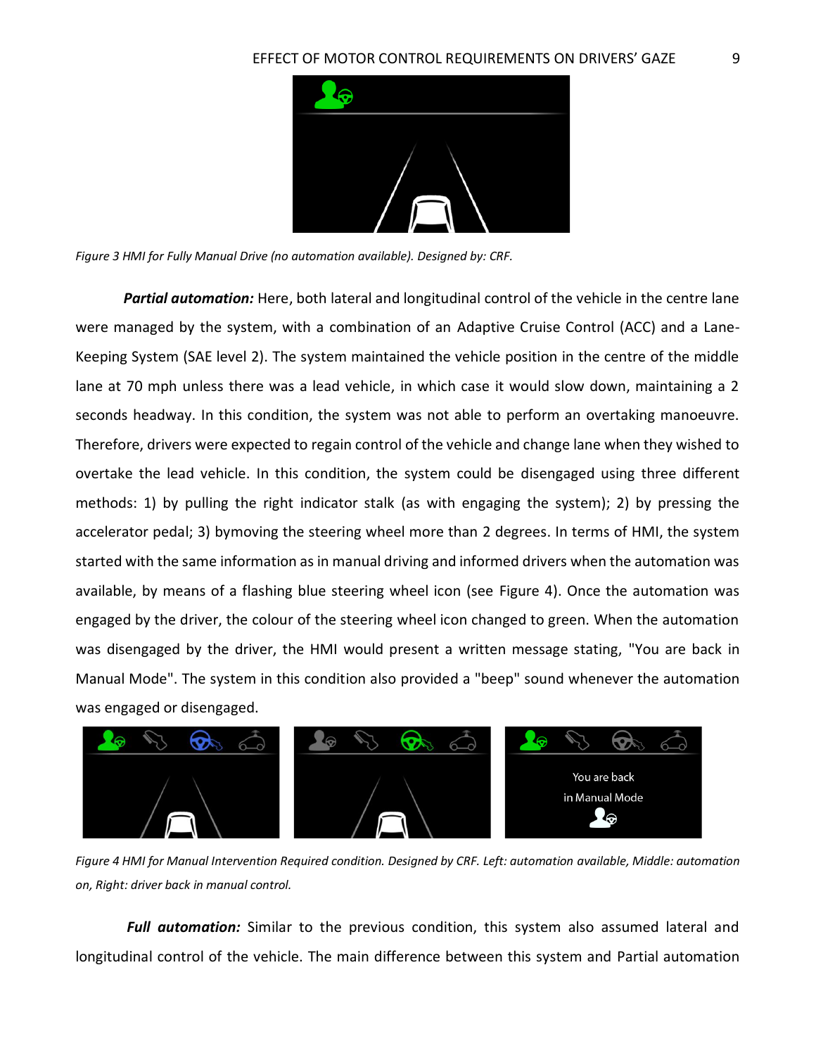*Figure 3 HMI for Fully Manual Drive (no automation available). Designed by: CRF.*

***Partial automation:*** Here, both lateral and longitudinal control of the vehicle in the centre lane were managed by the system, with a combination of an Adaptive Cruise Control (ACC) and a Lane-Keeping System (SAE level 2). The system maintained the vehicle position in the centre of the middle lane at 70 mph unless there was a lead vehicle, in which case it would slow down, maintaining a 2 seconds headway. In this condition, the system was not able to perform an overtaking manoeuvre. Therefore, drivers were expected to regain control of the vehicle and change lane when they wished to overtake the lead vehicle. In this condition, the system could be disengaged using three different methods: 1) by pulling the right indicator stalk (as with engaging the system); 2) by pressing the accelerator pedal; 3) bymoving the steering wheel more than 2 degrees. In terms of HMI, the system started with the same information as in manual driving and informed drivers when the automation was available, by means of a flashing blue steering wheel icon (see Figure 4). Once the automation was engaged by the driver, the colour of the steering wheel icon changed to green. When the automation was disengaged by the driver, the HMI would present a written message stating, "You are back in Manual Mode". The system in this condition also provided a "beep" sound whenever the automation was engaged or disengaged.

*Figure 4 HMI for Manual Intervention Required condition. Designed by CRF. Left: automation available, Middle: automation on, Right: driver back in manual control.*

***Full automation:*** Similar to the previous condition, this system also assumed lateral and longitudinal control of the vehicle. The main difference between this system and Partial automation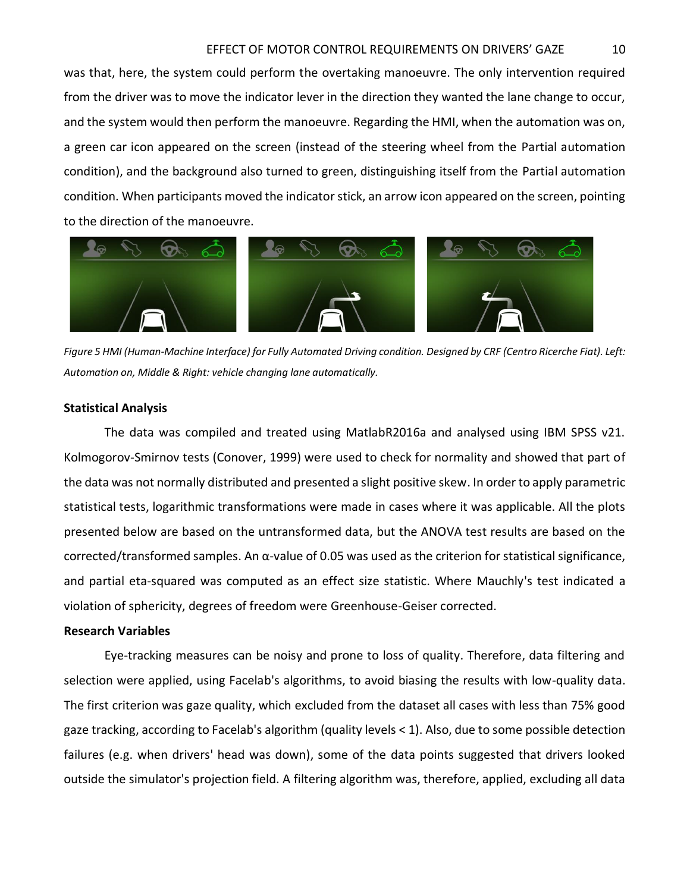was that, here, the system could perform the overtaking manoeuvre. The only intervention required from the driver was to move the indicator lever in the direction they wanted the lane change to occur, and the system would then perform the manoeuvre. Regarding the HMI, when the automation was on, a green car icon appeared on the screen (instead of the steering wheel from the Partial automation condition), and the background also turned to green, distinguishing itself from the Partial automation condition. When participants moved the indicator stick, an arrow icon appeared on the screen, pointing to the direction of the manoeuvre.

*Figure 5 HMI (Human-Machine Interface) for Fully Automated Driving condition. Designed by CRF (Centro Ricerche Fiat). Left: Automation on, Middle & Right: vehicle changing lane automatically.*

**Statistical Analysis**

The data was compiled and treated using MatlabR2016a and analysed using IBM SPSS v21. Kolmogorov-Smirnov tests (Conover, 1999) were used to check for normality and showed that part of the data was not normally distributed and presented a slight positive skew. In order to apply parametric statistical tests, logarithmic transformations were made in cases where it was applicable. All the plots presented below are based on the untransformed data, but the ANOVA test results are based on the corrected/transformed samples. An α-value of 0.05 was used as the criterion for statistical significance, and partial eta-squared was computed as an effect size statistic. Where Mauchly's test indicated a violation of sphericity, degrees of freedom were Greenhouse-Geiser corrected.

**Research Variables**

Eye-tracking measures can be noisy and prone to loss of quality. Therefore, data filtering and selection were applied, using Facelab's algorithms, to avoid biasing the results with low-quality data. The first criterion was gaze quality, which excluded from the dataset all cases with less than 75% good gaze tracking, according to Facelab's algorithm (quality levels < 1). Also, due to some possible detection failures (e.g. when drivers' head was down), some of the data points suggested that drivers looked outside the simulator's projection field. A filtering algorithm was, therefore, applied, excluding all data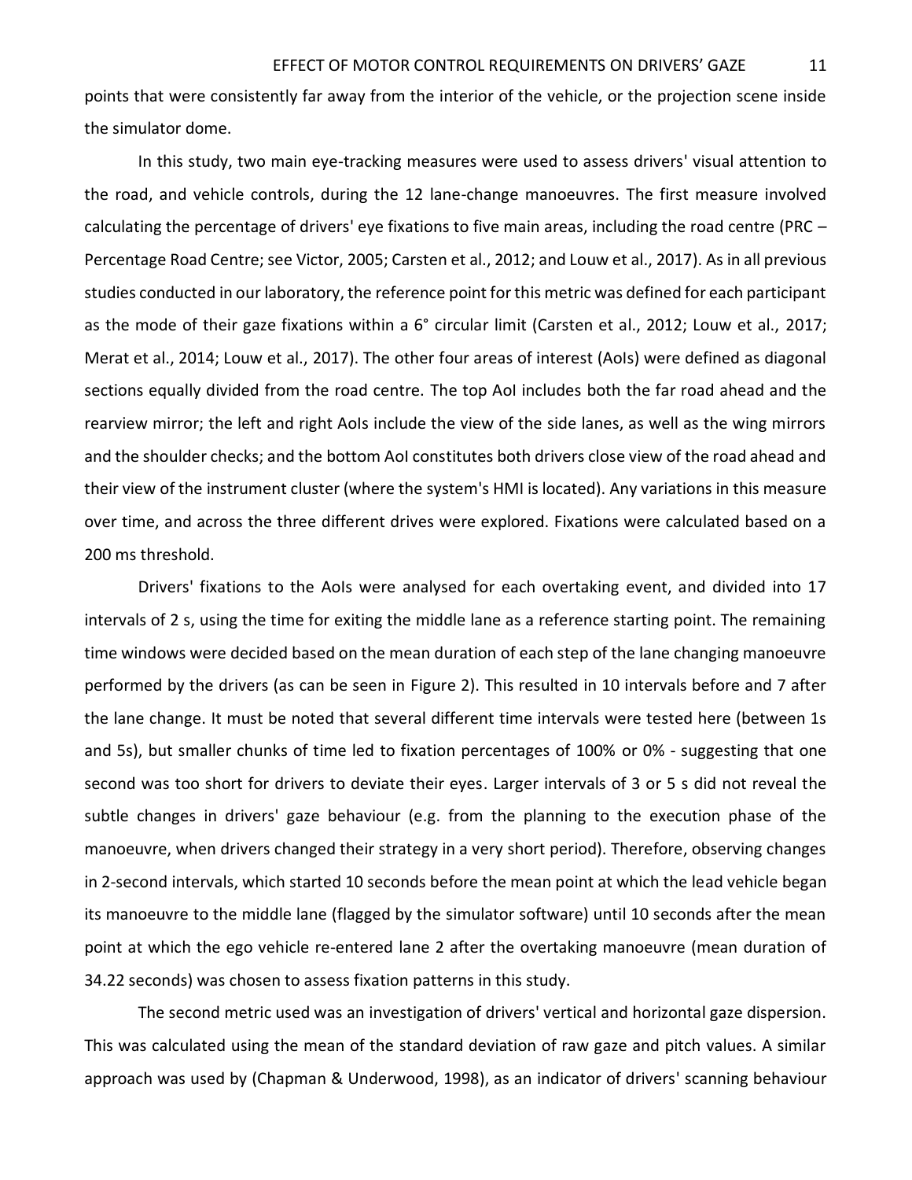points that were consistently far away from the interior of the vehicle, or the projection scene inside the simulator dome.

In this study, two main eye-tracking measures were used to assess drivers' visual attention to the road, and vehicle controls, during the 12 lane-change manoeuvres. The first measure involved calculating the percentage of drivers' eye fixations to five main areas, including the road centre (PRC – Percentage Road Centre; see Victor, 2005; Carsten et al., 2012; and Louw et al., 2017). As in all previous studies conducted in our laboratory, the reference point for this metric was defined for each participant as the mode of their gaze fixations within a 6° circular limit (Carsten et al., 2012; Louw et al., 2017; Merat et al., 2014; Louw et al., 2017). The other four areas of interest (AoIs) were defined as diagonal sections equally divided from the road centre. The top AoI includes both the far road ahead and the rearview mirror; the left and right AoIs include the view of the side lanes, as well as the wing mirrors and the shoulder checks; and the bottom AoI constitutes both drivers close view of the road ahead and their view of the instrument cluster (where the system's HMI is located). Any variations in this measure over time, and across the three different drives were explored. Fixations were calculated based on a 200 ms threshold.

Drivers' fixations to the AoIs were analysed for each overtaking event, and divided into 17 intervals of 2 s, using the time for exiting the middle lane as a reference starting point. The remaining time windows were decided based on the mean duration of each step of the lane changing manoeuvre performed by the drivers (as can be seen in Figure 2). This resulted in 10 intervals before and 7 after the lane change. It must be noted that several different time intervals were tested here (between 1s and 5s), but smaller chunks of time led to fixation percentages of 100% or 0% - suggesting that one second was too short for drivers to deviate their eyes. Larger intervals of 3 or 5 s did not reveal the subtle changes in drivers' gaze behaviour (e.g. from the planning to the execution phase of the manoeuvre, when drivers changed their strategy in a very short period). Therefore, observing changes in 2-second intervals, which started 10 seconds before the mean point at which the lead vehicle began its manoeuvre to the middle lane (flagged by the simulator software) until 10 seconds after the mean point at which the ego vehicle re-entered lane 2 after the overtaking manoeuvre (mean duration of 34.22 seconds) was chosen to assess fixation patterns in this study.

The second metric used was an investigation of drivers' vertical and horizontal gaze dispersion. This was calculated using the mean of the standard deviation of raw gaze and pitch values. A similar approach was used by (Chapman & Underwood, 1998), as an indicator of drivers' scanning behaviour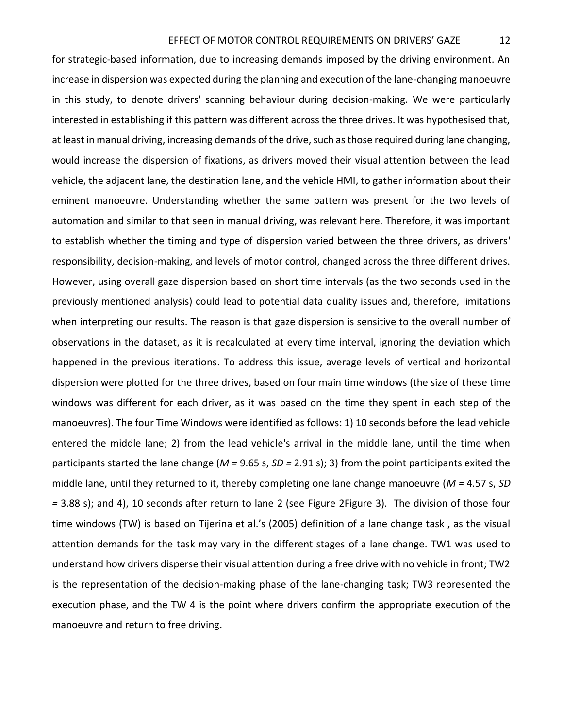for strategic-based information, due to increasing demands imposed by the driving environment. An increase in dispersion was expected during the planning and execution of the lane-changing manoeuvre in this study, to denote drivers' scanning behaviour during decision-making. We were particularly interested in establishing if this pattern was different across the three drives. It was hypothesised that, at least in manual driving, increasing demands of the drive, such as those required during lane changing, would increase the dispersion of fixations, as drivers moved their visual attention between the lead vehicle, the adjacent lane, the destination lane, and the vehicle HMI, to gather information about their eminent manoeuvre. Understanding whether the same pattern was present for the two levels of automation and similar to that seen in manual driving, was relevant here. Therefore, it was important to establish whether the timing and type of dispersion varied between the three drivers, as drivers' responsibility, decision-making, and levels of motor control, changed across the three different drives. However, using overall gaze dispersion based on short time intervals (as the two seconds used in the previously mentioned analysis) could lead to potential data quality issues and, therefore, limitations when interpreting our results. The reason is that gaze dispersion is sensitive to the overall number of observations in the dataset, as it is recalculated at every time interval, ignoring the deviation which happened in the previous iterations. To address this issue, average levels of vertical and horizontal dispersion were plotted for the three drives, based on four main time windows (the size of these time windows was different for each driver, as it was based on the time they spent in each step of the manoeuvres). The four Time Windows were identified as follows: 1) 10 seconds before the lead vehicle entered the middle lane; 2) from the lead vehicle's arrival in the middle lane, until the time when participants started the lane change (*M* = 9.65 s, *SD* = 2.91 s); 3) from the point participants exited the middle lane, until they returned to it, thereby completing one lane change manoeuvre (*M* = 4.57 s, *SD* = 3.88 s); and 4), 10 seconds after return to lane 2 (see Figure 2Figure 3). The division of those four time windows (TW) is based on Tijerina et al.'s (2005) definition of a lane change task , as the visual attention demands for the task may vary in the different stages of a lane change. TW1 was used to understand how drivers disperse their visual attention during a free drive with no vehicle in front; TW2 is the representation of the decision-making phase of the lane-changing task; TW3 represented the execution phase, and the TW 4 is the point where drivers confirm the appropriate execution of the manoeuvre and return to free driving.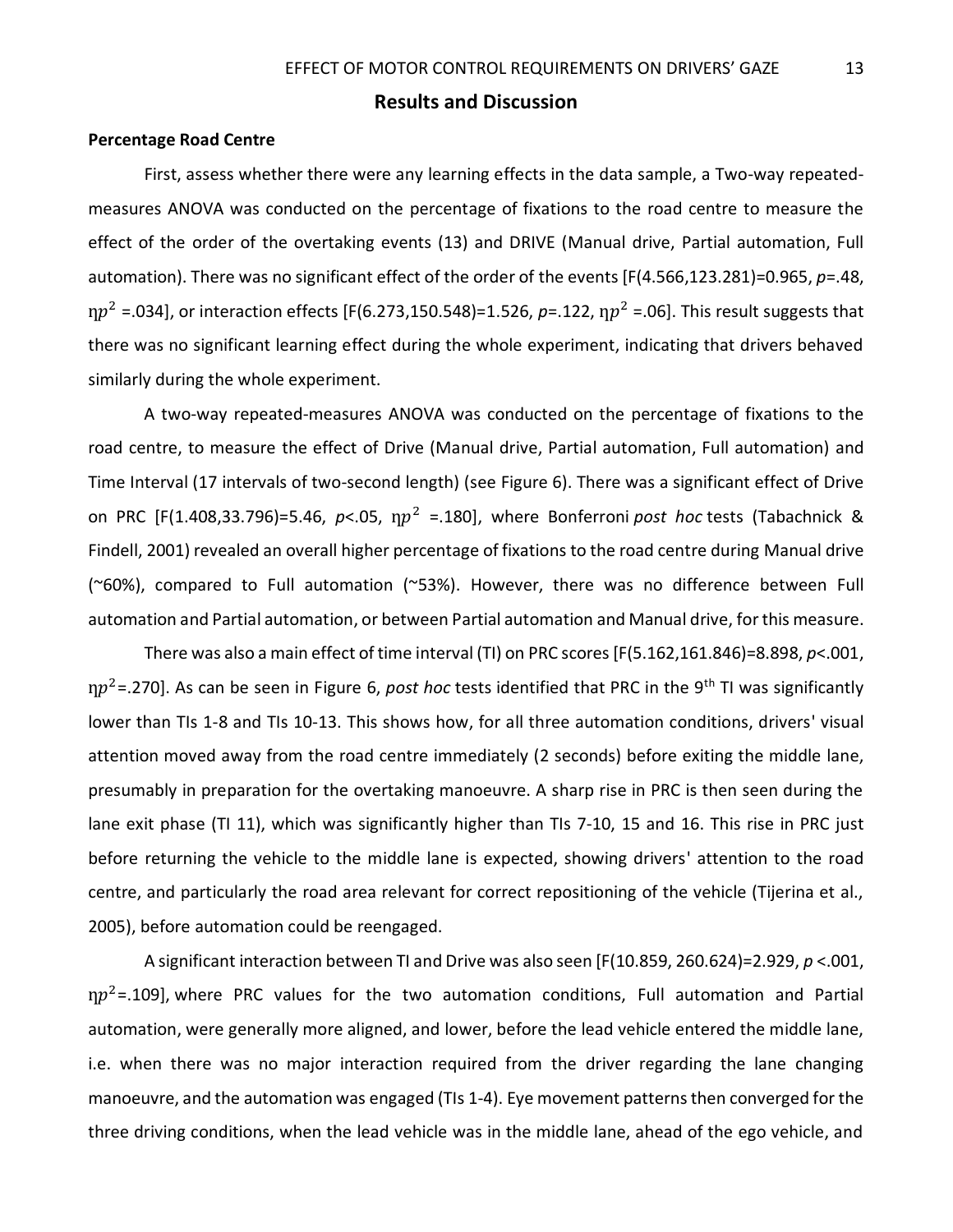## Results and Discussion

### Percentage Road Centre

First, assess whether there were any learning effects in the data sample, a Two-way repeated-measures ANOVA was conducted on the percentage of fixations to the road centre to measure the effect of the order of the overtaking events (13) and DRIVE (Manual drive, Partial automation, Full automation). There was no significant effect of the order of the events [$F(4.566,123.281)=0.965$, $p=.48$, $\eta p^2=.034$], or interaction effects [$F(6.273,150.548)=1.526$, $p=.122$, $\eta p^2=.06$]. This result suggests that there was no significant learning effect during the whole experiment, indicating that drivers behaved similarly during the whole experiment.

A two-way repeated-measures ANOVA was conducted on the percentage of fixations to the road centre, to measure the effect of Drive (Manual drive, Partial automation, Full automation) and Time Interval (17 intervals of two-second length) (see Figure 6). There was a significant effect of Drive on PRC [$F(1.408,33.796)=5.46$, $p<.05$, $\eta p^2=.180$], where Bonferroni *post hoc* tests (Tabachnick & Findell, 2001) revealed an overall higher percentage of fixations to the road centre during Manual drive (~60%), compared to Full automation (~53%). However, there was no difference between Full automation and Partial automation, or between Partial automation and Manual drive, for this measure.

There was also a main effect of time interval (TI) on PRC scores [$F(5.162,161.846)=8.898$, $p<.001$, $\eta p^2=.270$]. As can be seen in Figure 6, *post hoc* tests identified that PRC in the 9th TI was significantly lower than TIs 1-8 and TIs 10-13. This shows how, for all three automation conditions, drivers' visual attention moved away from the road centre immediately (2 seconds) before exiting the middle lane, presumably in preparation for the overtaking manoeuvre. A sharp rise in PRC is then seen during the lane exit phase (TI 11), which was significantly higher than TIs 7-10, 15 and 16. This rise in PRC just before returning the vehicle to the middle lane is expected, showing drivers' attention to the road centre, and particularly the road area relevant for correct repositioning of the vehicle (Tijerina et al., 2005), before automation could be reengaged.

A significant interaction between TI and Drive was also seen [$F(10.859, 260.624)=2.929$, $p<.001$, $\eta p^2=.109$], where PRC values for the two automation conditions, Full automation and Partial automation, were generally more aligned, and lower, before the lead vehicle entered the middle lane, i.e. when there was no major interaction required from the driver regarding the lane changing manoeuvre, and the automation was engaged (TIs 1-4). Eye movement patterns then converged for the three driving conditions, when the lead vehicle was in the middle lane, ahead of the ego vehicle, and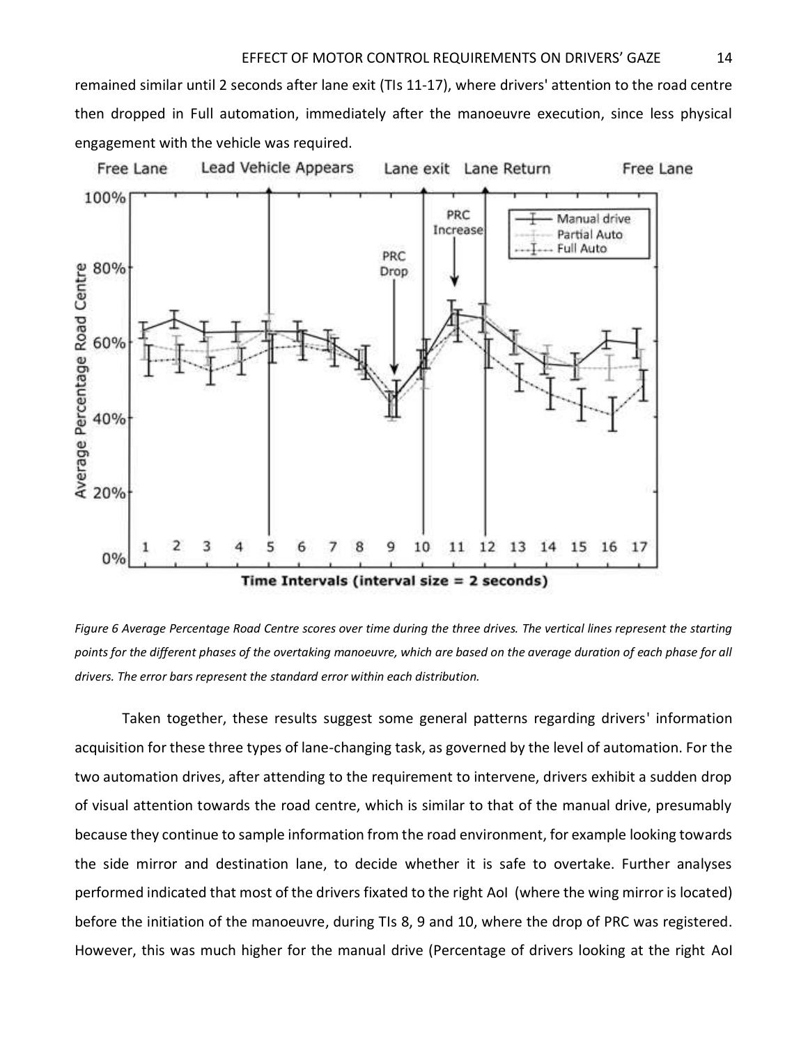remained similar until 2 seconds after lane exit (TIs 11-17), where drivers' attention to the road centre then dropped in Full automation, immediately after the manoeuvre execution, since less physical engagement with the vehicle was required.

*Figure 6 Average Percentage Road Centre scores over time during the three drives. The vertical lines represent the starting points for the different phases of the overtaking manoeuvre, which are based on the average duration of each phase for all drivers. The error bars represent the standard error within each distribution.*

Taken together, these results suggest some general patterns regarding drivers' information acquisition for these three types of lane-changing task, as governed by the level of automation. For the two automation drives, after attending to the requirement to intervene, drivers exhibit a sudden drop of visual attention towards the road centre, which is similar to that of the manual drive, presumably because they continue to sample information from the road environment, for example looking towards the side mirror and destination lane, to decide whether it is safe to overtake. Further analyses performed indicated that most of the drivers fixated to the right AoI (where the wing mirror is located) before the initiation of the manoeuvre, during TIs 8, 9 and 10, where the drop of PRC was registered. However, this was much higher for the manual drive (Percentage of drivers looking at the right AoI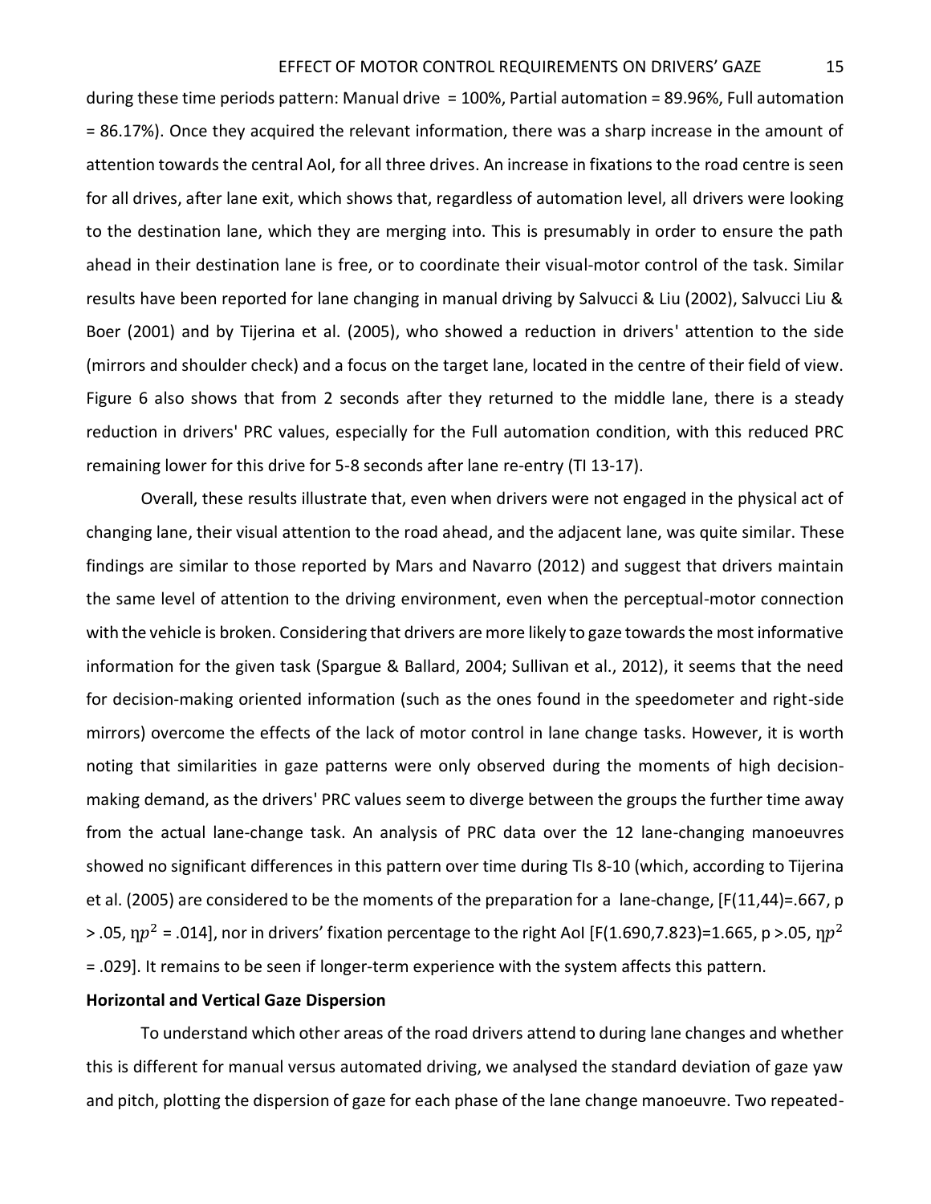during these time periods pattern: Manual drive = 100%, Partial automation = 89.96%, Full automation = 86.17%). Once they acquired the relevant information, there was a sharp increase in the amount of attention towards the central AoI, for all three drives. An increase in fixations to the road centre is seen for all drives, after lane exit, which shows that, regardless of automation level, all drivers were looking to the destination lane, which they are merging into. This is presumably in order to ensure the path ahead in their destination lane is free, or to coordinate their visual-motor control of the task. Similar results have been reported for lane changing in manual driving by Salvucci & Liu (2002), Salvucci Liu & Boer (2001) and by Tijerina et al. (2005), who showed a reduction in drivers' attention to the side (mirrors and shoulder check) and a focus on the target lane, located in the centre of their field of view. Figure 6 also shows that from 2 seconds after they returned to the middle lane, there is a steady reduction in drivers' PRC values, especially for the Full automation condition, with this reduced PRC remaining lower for this drive for 5-8 seconds after lane re-entry (TI 13-17).

Overall, these results illustrate that, even when drivers were not engaged in the physical act of changing lane, their visual attention to the road ahead, and the adjacent lane, was quite similar. These findings are similar to those reported by Mars and Navarro (2012) and suggest that drivers maintain the same level of attention to the driving environment, even when the perceptual-motor connection with the vehicle is broken. Considering that drivers are more likely to gaze towards the most informative information for the given task (Spargue & Ballard, 2004; Sullivan et al., 2012), it seems that the need for decision-making oriented information (such as the ones found in the speedometer and right-side mirrors) overcome the effects of the lack of motor control in lane change tasks. However, it is worth noting that similarities in gaze patterns were only observed during the moments of high decision-making demand, as the drivers' PRC values seem to diverge between the groups the further time away from the actual lane-change task. An analysis of PRC data over the 12 lane-changing manoeuvres showed no significant differences in this pattern over time during TIs 8-10 (which, according to Tijerina et al. (2005) are considered to be the moments of the preparation for a lane-change, [$F(11,44)=.667$, $p > .05$, $\eta p^2 = .014$], nor in drivers' fixation percentage to the right AoI [$F(1.690,7.823)=1.665$, $p >.05$, $\eta p^2 = .029$]. It remains to be seen if longer-term experience with the system affects this pattern.

**Horizontal and Vertical Gaze Dispersion**

To understand which other areas of the road drivers attend to during lane changes and whether this is different for manual versus automated driving, we analysed the standard deviation of gaze yaw and pitch, plotting the dispersion of gaze for each phase of the lane change manoeuvre. Two repeated-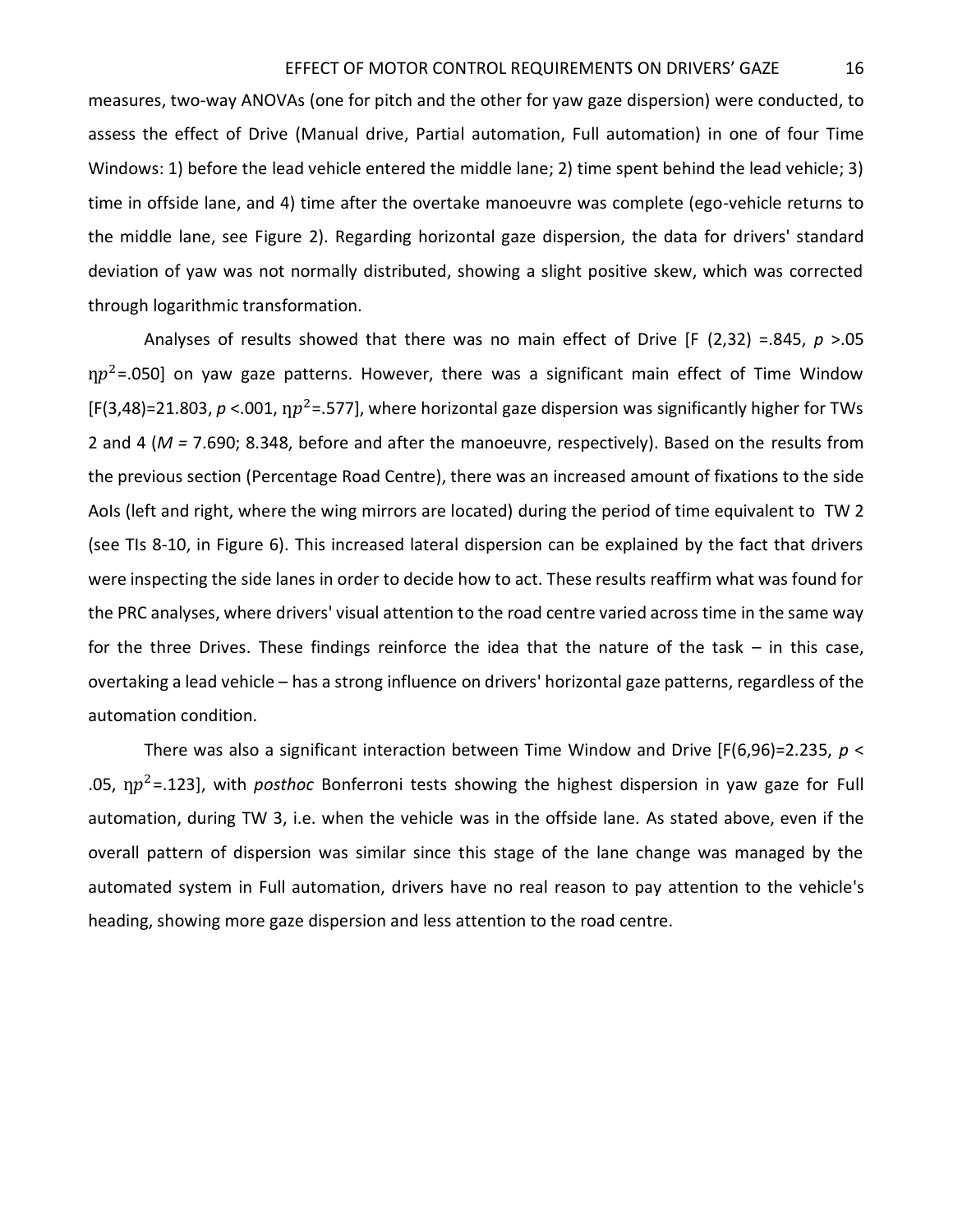measures, two-way ANOVAs (one for pitch and the other for yaw gaze dispersion) were conducted, to assess the effect of Drive (Manual drive, Partial automation, Full automation) in one of four Time Windows: 1) before the lead vehicle entered the middle lane; 2) time spent behind the lead vehicle; 3) time in offside lane, and 4) time after the overtake manoeuvre was complete (ego-vehicle returns to the middle lane, see Figure 2). Regarding horizontal gaze dispersion, the data for drivers' standard deviation of yaw was not normally distributed, showing a slight positive skew, which was corrected through logarithmic transformation.

Analyses of results showed that there was no main effect of Drive [$F(2,32) = .845$, $p > .05$ $\eta p^2 = .050$] on yaw gaze patterns. However, there was a significant main effect of Time Window [$F(3,48) = 21.803$, $p < .001$, $\eta p^2 = .577$], where horizontal gaze dispersion was significantly higher for TWs 2 and 4 (*M* = 7.690; 8.348, before and after the manoeuvre, respectively). Based on the results from the previous section (Percentage Road Centre), there was an increased amount of fixations to the side AoIs (left and right, where the wing mirrors are located) during the period of time equivalent to TW 2 (see TIs 8-10, in Figure 6). This increased lateral dispersion can be explained by the fact that drivers were inspecting the side lanes in order to decide how to act. These results reaffirm what was found for the PRC analyses, where drivers' visual attention to the road centre varied across time in the same way for the three Drives. These findings reinforce the idea that the nature of the task – in this case, overtaking a lead vehicle – has a strong influence on drivers' horizontal gaze patterns, regardless of the automation condition.

There was also a significant interaction between Time Window and Drive [$F(6,96) = 2.235$, $p < .05$, $\eta p^2 = .123$], with *posthoc* Bonferroni tests showing the highest dispersion in yaw gaze for Full automation, during TW 3, i.e. when the vehicle was in the offside lane. As stated above, even if the overall pattern of dispersion was similar since this stage of the lane change was managed by the automated system in Full automation, drivers have no real reason to pay attention to the vehicle's heading, showing more gaze dispersion and less attention to the road centre.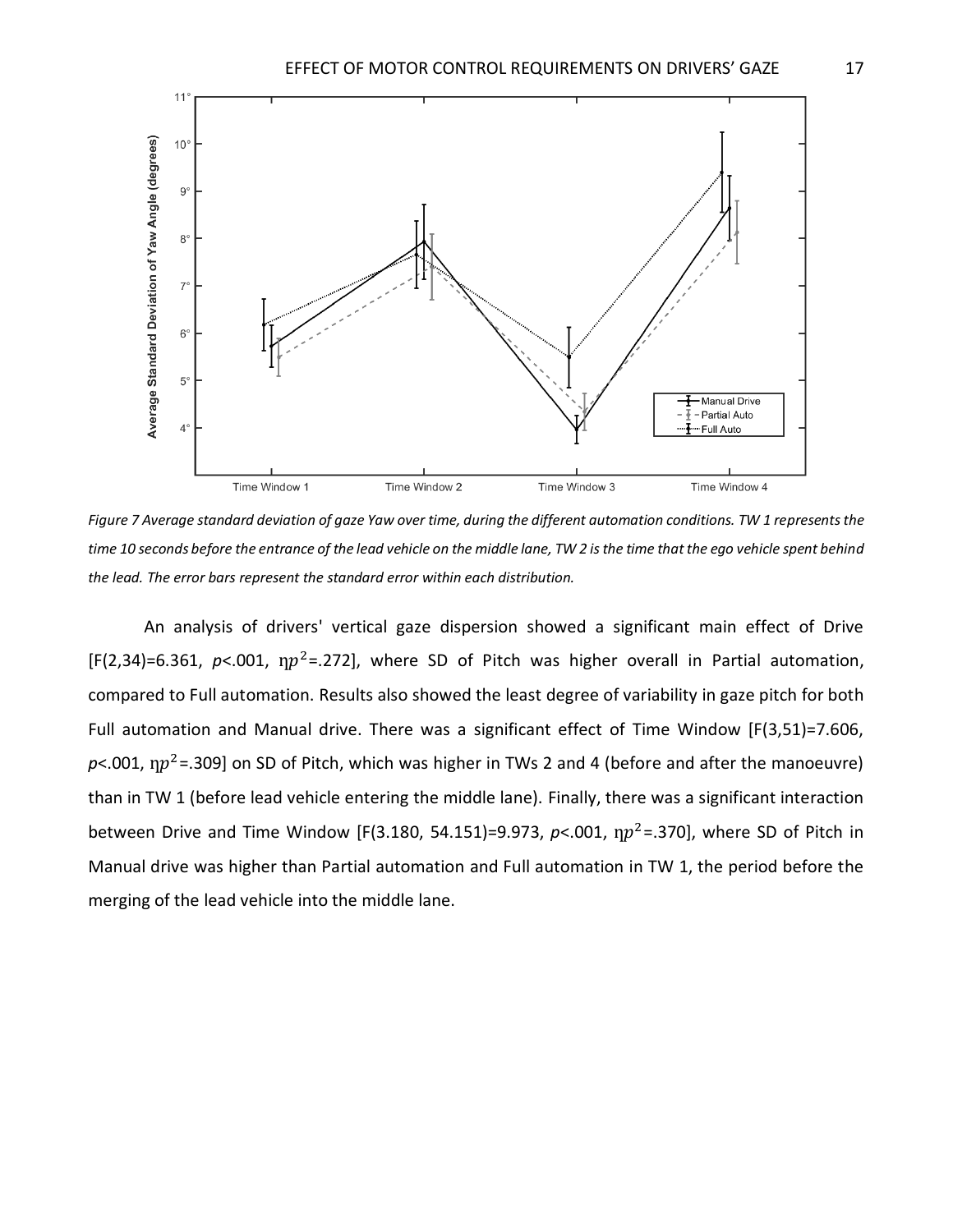*Figure 7 Average standard deviation of gaze Yaw over time, during the different automation conditions. TW 1 represents the time 10 seconds before the entrance of the lead vehicle on the middle lane, TW 2 is the time that the ego vehicle spent behind the lead. The error bars represent the standard error within each distribution.*

An analysis of drivers' vertical gaze dispersion showed a significant main effect of Drive [$F(2,34)=6.361$, $p<.001$, $\eta p^2=.272$], where SD of Pitch was higher overall in Partial automation, compared to Full automation. Results also showed the least degree of variability in gaze pitch for both Full automation and Manual drive. There was a significant effect of Time Window [$F(3,51)=7.606$, $p<.001$, $\eta p^2=.309$] on SD of Pitch, which was higher in TWs 2 and 4 (before and after the manoeuvre) than in TW 1 (before lead vehicle entering the middle lane). Finally, there was a significant interaction between Drive and Time Window [$F(3.180, 54.151)=9.973$, $p<.001$, $\eta p^2=.370$], where SD of Pitch in Manual drive was higher than Partial automation and Full automation in TW 1, the period before the merging of the lead vehicle into the middle lane.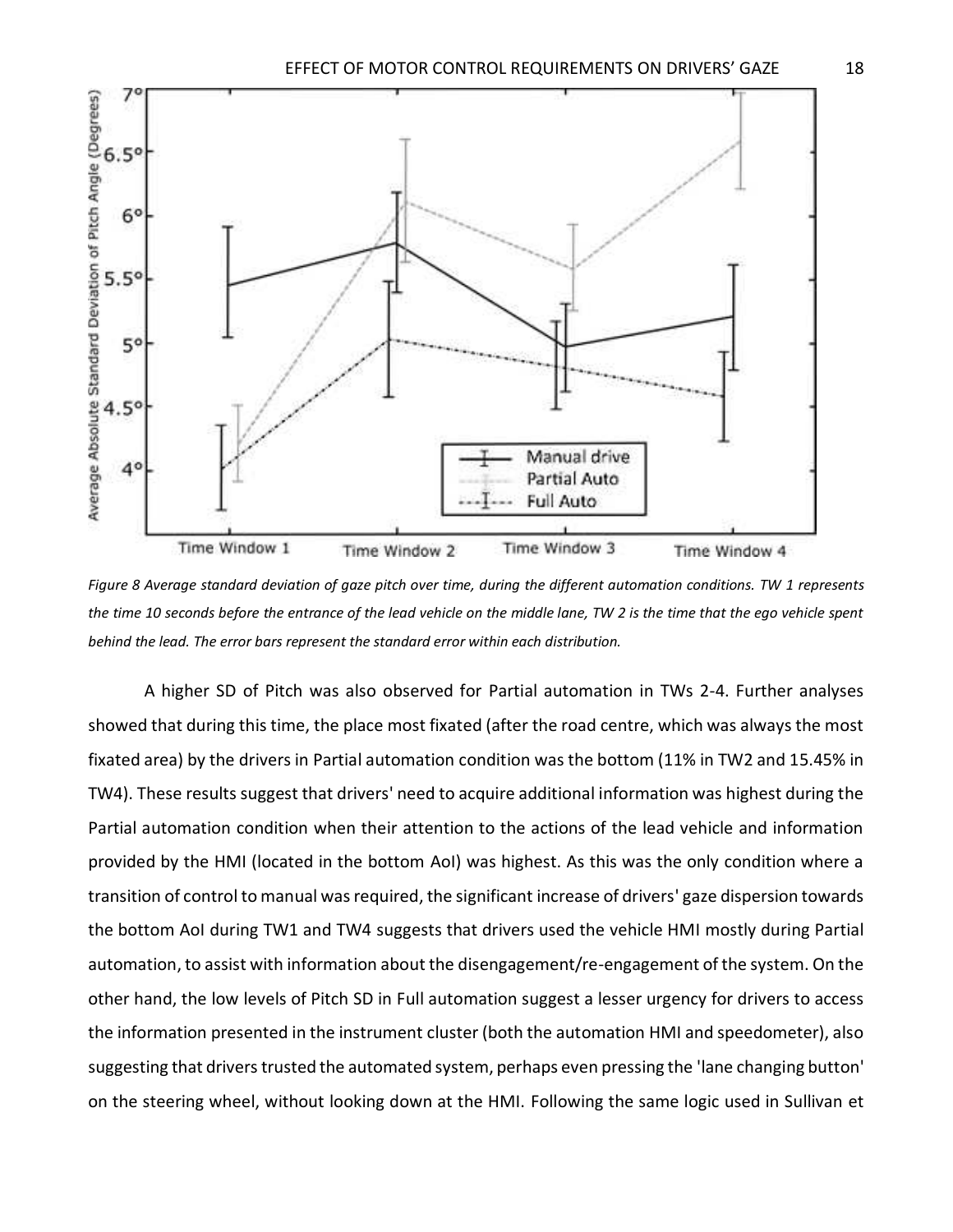*Figure 8 Average standard deviation of gaze pitch over time, during the different automation conditions. TW 1 represents the time 10 seconds before the entrance of the lead vehicle on the middle lane, TW 2 is the time that the ego vehicle spent behind the lead. The error bars represent the standard error within each distribution.*

A higher SD of Pitch was also observed for Partial automation in TWs 2-4. Further analyses showed that during this time, the place most fixated (after the road centre, which was always the most fixated area) by the drivers in Partial automation condition was the bottom (11% in TW2 and 15.45% in TW4). These results suggest that drivers' need to acquire additional information was highest during the Partial automation condition when their attention to the actions of the lead vehicle and information provided by the HMI (located in the bottom AoI) was highest. As this was the only condition where a transition of control to manual was required, the significant increase of drivers' gaze dispersion towards the bottom AoI during TW1 and TW4 suggests that drivers used the vehicle HMI mostly during Partial automation, to assist with information about the disengagement/re-engagement of the system. On the other hand, the low levels of Pitch SD in Full automation suggest a lesser urgency for drivers to access the information presented in the instrument cluster (both the automation HMI and speedometer), also suggesting that drivers trusted the automated system, perhaps even pressing the 'lane changing button' on the steering wheel, without looking down at the HMI. Following the same logic used in Sullivan et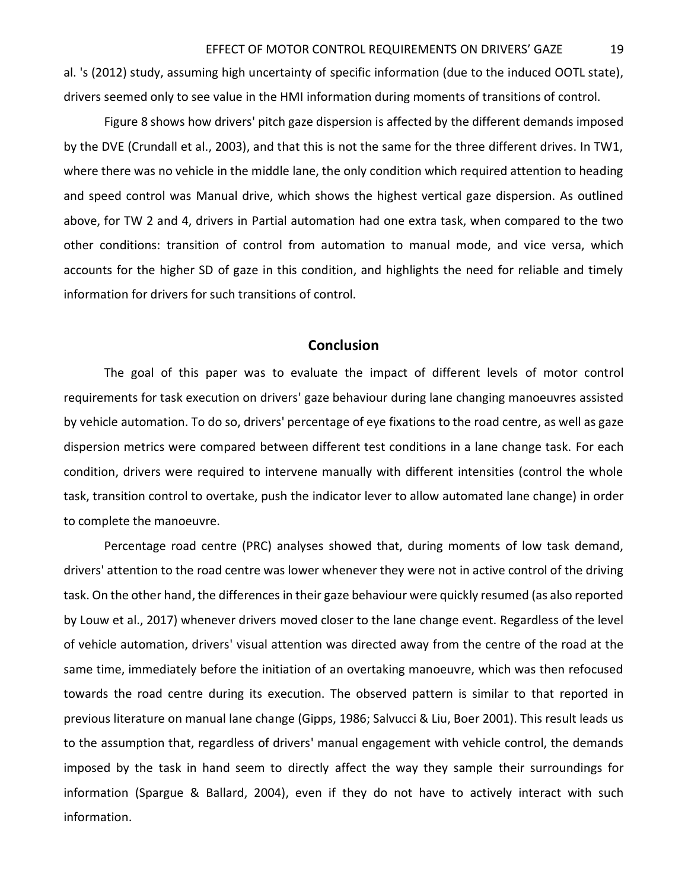al. 's (2012) study, assuming high uncertainty of specific information (due to the induced OOTL state), drivers seemed only to see value in the HMI information during moments of transitions of control.

Figure 8 shows how drivers' pitch gaze dispersion is affected by the different demands imposed by the DVE (Crundall et al., 2003), and that this is not the same for the three different drives. In TW1, where there was no vehicle in the middle lane, the only condition which required attention to heading and speed control was Manual drive, which shows the highest vertical gaze dispersion. As outlined above, for TW 2 and 4, drivers in Partial automation had one extra task, when compared to the two other conditions: transition of control from automation to manual mode, and vice versa, which accounts for the higher SD of gaze in this condition, and highlights the need for reliable and timely information for drivers for such transitions of control.

## Conclusion

The goal of this paper was to evaluate the impact of different levels of motor control requirements for task execution on drivers' gaze behaviour during lane changing manoeuvres assisted by vehicle automation. To do so, drivers' percentage of eye fixations to the road centre, as well as gaze dispersion metrics were compared between different test conditions in a lane change task. For each condition, drivers were required to intervene manually with different intensities (control the whole task, transition control to overtake, push the indicator lever to allow automated lane change) in order to complete the manoeuvre.

Percentage road centre (PRC) analyses showed that, during moments of low task demand, drivers' attention to the road centre was lower whenever they were not in active control of the driving task. On the other hand, the differences in their gaze behaviour were quickly resumed (as also reported by Louw et al., 2017) whenever drivers moved closer to the lane change event. Regardless of the level of vehicle automation, drivers' visual attention was directed away from the centre of the road at the same time, immediately before the initiation of an overtaking manoeuvre, which was then refocused towards the road centre during its execution. The observed pattern is similar to that reported in previous literature on manual lane change (Gipps, 1986; Salvucci & Liu, Boer 2001). This result leads us to the assumption that, regardless of drivers' manual engagement with vehicle control, the demands imposed by the task in hand seem to directly affect the way they sample their surroundings for information (Spargue & Ballard, 2004), even if they do not have to actively interact with such information.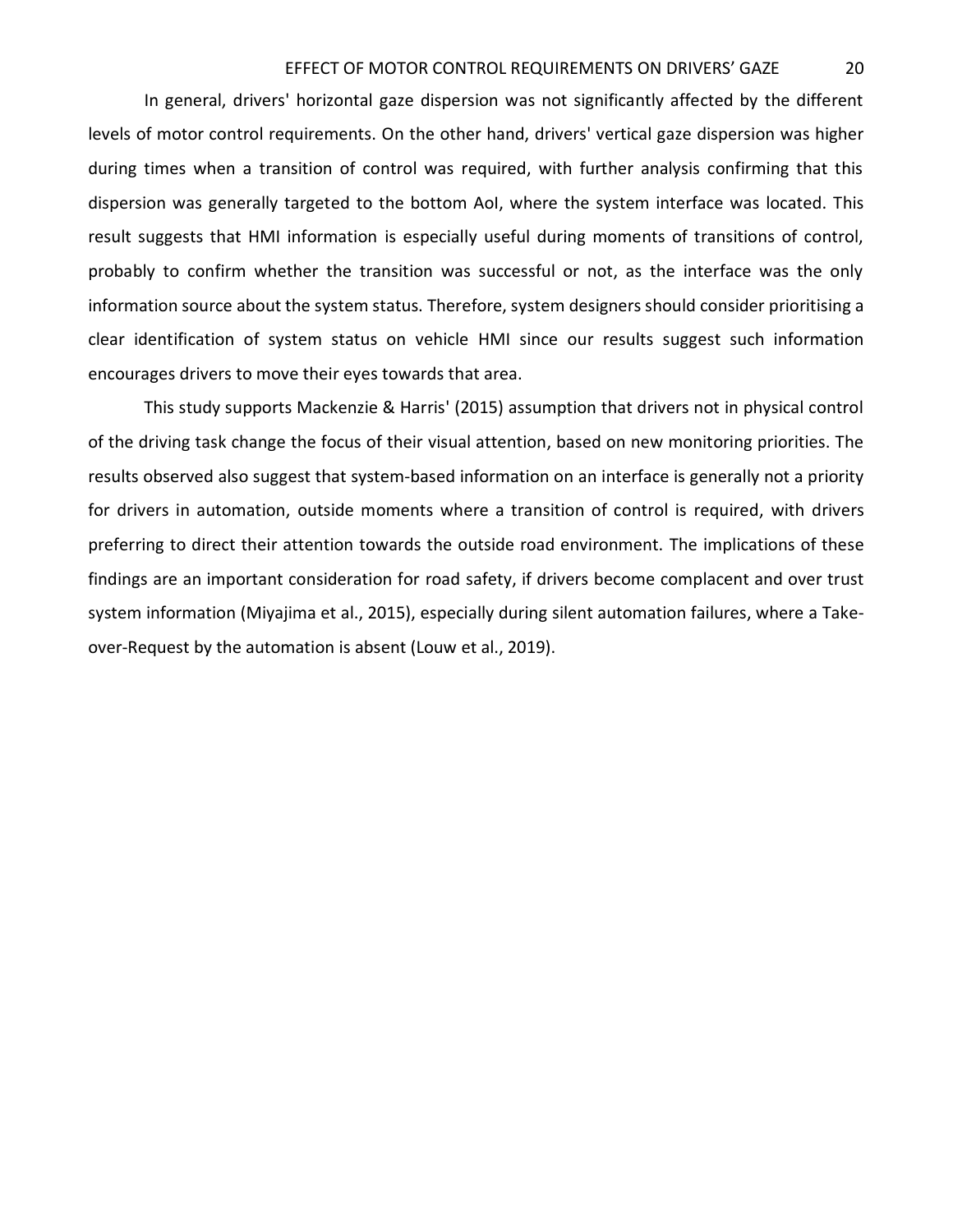In general, drivers' horizontal gaze dispersion was not significantly affected by the different levels of motor control requirements. On the other hand, drivers' vertical gaze dispersion was higher during times when a transition of control was required, with further analysis confirming that this dispersion was generally targeted to the bottom AoI, where the system interface was located. This result suggests that HMI information is especially useful during moments of transitions of control, probably to confirm whether the transition was successful or not, as the interface was the only information source about the system status. Therefore, system designers should consider prioritising a clear identification of system status on vehicle HMI since our results suggest such information encourages drivers to move their eyes towards that area.

This study supports Mackenzie & Harris' (2015) assumption that drivers not in physical control of the driving task change the focus of their visual attention, based on new monitoring priorities. The results observed also suggest that system-based information on an interface is generally not a priority for drivers in automation, outside moments where a transition of control is required, with drivers preferring to direct their attention towards the outside road environment. The implications of these findings are an important consideration for road safety, if drivers become complacent and over trust system information (Miyajima et al., 2015), especially during silent automation failures, where a Take-over-Request by the automation is absent (Louw et al., 2019).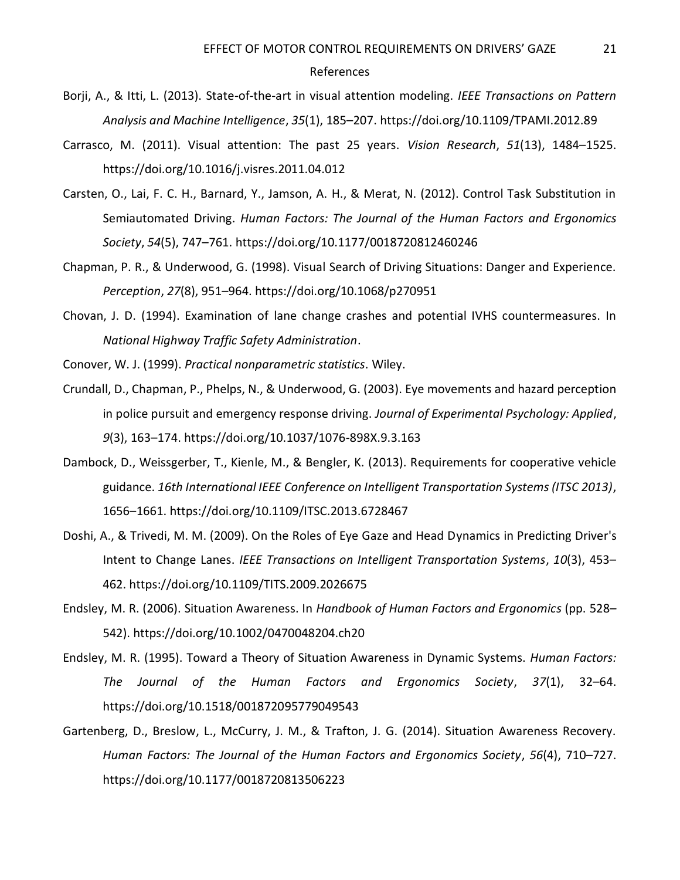# References

Borji, A., & Itti, L. (2013). State-of-the-art in visual attention modeling. *IEEE Transactions on Pattern Analysis and Machine Intelligence*, *35*(1), 185–207. https://doi.org/10.1109/TPAMI.2012.89

Carrasco, M. (2011). Visual attention: The past 25 years. *Vision Research*, *51*(13), 1484–1525. https://doi.org/10.1016/j.visres.2011.04.012

Carsten, O., Lai, F. C. H., Barnard, Y., Jamson, A. H., & Merat, N. (2012). Control Task Substitution in Semiautomated Driving. *Human Factors: The Journal of the Human Factors and Ergonomics Society*, *54*(5), 747–761. https://doi.org/10.1177/0018720812460246

Chapman, P. R., & Underwood, G. (1998). Visual Search of Driving Situations: Danger and Experience. *Perception*, *27*(8), 951–964. https://doi.org/10.1068/p270951

Chovan, J. D. (1994). Examination of lane change crashes and potential IVHS countermeasures. In *National Highway Traffic Safety Administration*.

Conover, W. J. (1999). *Practical nonparametric statistics*. Wiley.

Crundall, D., Chapman, P., Phelps, N., & Underwood, G. (2003). Eye movements and hazard perception in police pursuit and emergency response driving. *Journal of Experimental Psychology: Applied*, *9*(3), 163–174. https://doi.org/10.1037/1076-898X.9.3.163

Dambock, D., Weissgerber, T., Kienle, M., & Bengler, K. (2013). Requirements for cooperative vehicle guidance. *16th International IEEE Conference on Intelligent Transportation Systems (ITSC 2013)*, 1656–1661. https://doi.org/10.1109/ITSC.2013.6728467

Doshi, A., & Trivedi, M. M. (2009). On the Roles of Eye Gaze and Head Dynamics in Predicting Driver's Intent to Change Lanes. *IEEE Transactions on Intelligent Transportation Systems*, *10*(3), 453–462. https://doi.org/10.1109/TITS.2009.2026675

Endsley, M. R. (2006). Situation Awareness. In *Handbook of Human Factors and Ergonomics* (pp. 528–542). https://doi.org/10.1002/0470048204.ch20

Endsley, M. R. (1995). Toward a Theory of Situation Awareness in Dynamic Systems. *Human Factors: The Journal of the Human Factors and Ergonomics Society*, *37*(1), 32–64. https://doi.org/10.1518/001872095779049543

Gartenberg, D., Breslow, L., McCurry, J. M., & Trafton, J. G. (2014). Situation Awareness Recovery. *Human Factors: The Journal of the Human Factors and Ergonomics Society*, *56*(4), 710–727. https://doi.org/10.1177/0018720813506223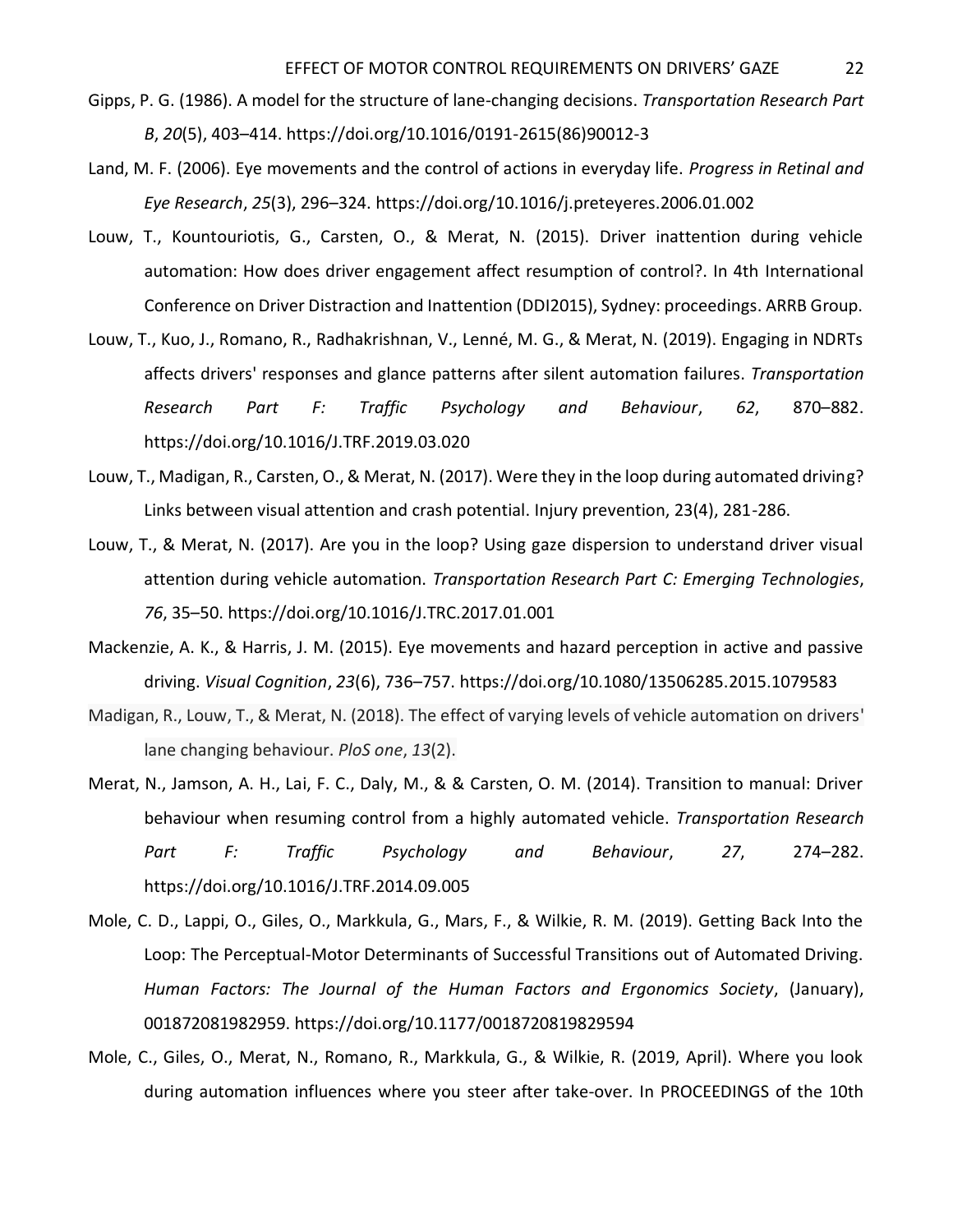Gipps, P. G. (1986). A model for the structure of lane-changing decisions. *Transportation Research Part B*, *20*(5), 403–414. https://doi.org/10.1016/0191-2615(86)90012-3

Land, M. F. (2006). Eye movements and the control of actions in everyday life. *Progress in Retinal and Eye Research*, *25*(3), 296–324. https://doi.org/10.1016/j.preteyeres.2006.01.002

Louw, T., Kountouriotis, G., Carsten, O., & Merat, N. (2015). Driver inattention during vehicle automation: How does driver engagement affect resumption of control?. In 4th International Conference on Driver Distraction and Inattention (DDI2015), Sydney: proceedings. ARRB Group.

Louw, T., Kuo, J., Romano, R., Radhakrishnan, V., Lenné, M. G., & Merat, N. (2019). Engaging in NDRTs affects drivers' responses and glance patterns after silent automation failures. *Transportation Research Part F: Traffic Psychology and Behaviour*, *62*, 870–882. https://doi.org/10.1016/J.TRF.2019.03.020

Louw, T., Madigan, R., Carsten, O., & Merat, N. (2017). Were they in the loop during automated driving? Links between visual attention and crash potential. Injury prevention, 23(4), 281-286.

Louw, T., & Merat, N. (2017). Are you in the loop? Using gaze dispersion to understand driver visual attention during vehicle automation. *Transportation Research Part C: Emerging Technologies*, *76*, 35–50. https://doi.org/10.1016/J.TRC.2017.01.001

Mackenzie, A. K., & Harris, J. M. (2015). Eye movements and hazard perception in active and passive driving. *Visual Cognition*, *23*(6), 736–757. https://doi.org/10.1080/13506285.2015.1079583

Madigan, R., Louw, T., & Merat, N. (2018). The effect of varying levels of vehicle automation on drivers' lane changing behaviour. *PloS one*, *13*(2).

Merat, N., Jamson, A. H., Lai, F. C., Daly, M., & & Carsten, O. M. (2014). Transition to manual: Driver behaviour when resuming control from a highly automated vehicle. *Transportation Research Part F: Traffic Psychology and Behaviour*, *27*, 274–282. https://doi.org/10.1016/J.TRF.2014.09.005

Mole, C. D., Lappi, O., Giles, O., Markkula, G., Mars, F., & Wilkie, R. M. (2019). Getting Back Into the Loop: The Perceptual-Motor Determinants of Successful Transitions out of Automated Driving. *Human Factors: The Journal of the Human Factors and Ergonomics Society*, (January), 001872081982959. https://doi.org/10.1177/0018720819829594

Mole, C., Giles, O., Merat, N., Romano, R., Markkula, G., & Wilkie, R. (2019, April). Where you look during automation influences where you steer after take-over. In PROCEEDINGS of the 10th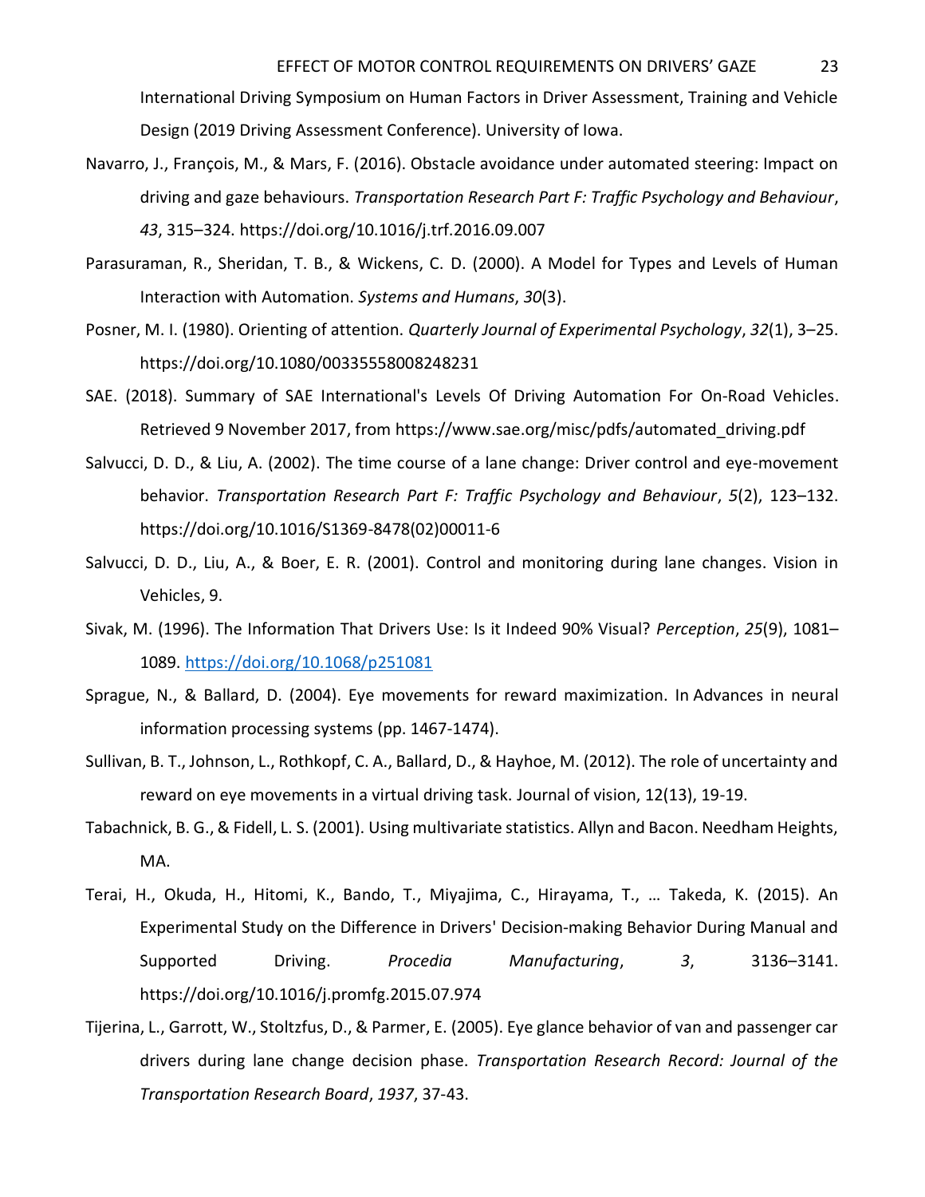International Driving Symposium on Human Factors in Driver Assessment, Training and Vehicle Design (2019 Driving Assessment Conference). University of Iowa.

Navarro, J., François, M., & Mars, F. (2016). Obstacle avoidance under automated steering: Impact on driving and gaze behaviours. *Transportation Research Part F: Traffic Psychology and Behaviour*, *43*, 315–324. https://doi.org/10.1016/j.trf.2016.09.007

Parasuraman, R., Sheridan, T. B., & Wickens, C. D. (2000). A Model for Types and Levels of Human Interaction with Automation. *Systems and Humans*, *30*(3).

Posner, M. I. (1980). Orienting of attention. *Quarterly Journal of Experimental Psychology*, *32*(1), 3–25. https://doi.org/10.1080/00335558008248231

SAE. (2018). Summary of SAE International's Levels Of Driving Automation For On-Road Vehicles. Retrieved 9 November 2017, from https://www.sae.org/misc/pdfs/automated_driving.pdf

Salvucci, D. D., & Liu, A. (2002). The time course of a lane change: Driver control and eye-movement behavior. *Transportation Research Part F: Traffic Psychology and Behaviour*, *5*(2), 123–132. https://doi.org/10.1016/S1369-8478(02)00011-6

Salvucci, D. D., Liu, A., & Boer, E. R. (2001). Control and monitoring during lane changes. Vision in Vehicles, 9.

Sivak, M. (1996). The Information That Drivers Use: Is it Indeed 90% Visual? *Perception*, *25*(9), 1081–1089. https://doi.org/10.1068/p251081

Sprague, N., & Ballard, D. (2004). Eye movements for reward maximization. In Advances in neural information processing systems (pp. 1467-1474).

Sullivan, B. T., Johnson, L., Rothkopf, C. A., Ballard, D., & Hayhoe, M. (2012). The role of uncertainty and reward on eye movements in a virtual driving task. Journal of vision, 12(13), 19-19.

Tabachnick, B. G., & Fidell, L. S. (2001). Using multivariate statistics. Allyn and Bacon. Needham Heights, MA.

Terai, H., Okuda, H., Hitomi, K., Bando, T., Miyajima, C., Hirayama, T., … Takeda, K. (2015). An Experimental Study on the Difference in Drivers' Decision-making Behavior During Manual and Supported Driving. *Procedia Manufacturing*, *3*, 3136–3141. https://doi.org/10.1016/j.promfg.2015.07.974

Tijerina, L., Garrott, W., Stoltzfus, D., & Parmer, E. (2005). Eye glance behavior of van and passenger car drivers during lane change decision phase. *Transportation Research Record: Journal of the Transportation Research Board*, *1937*, 37-43.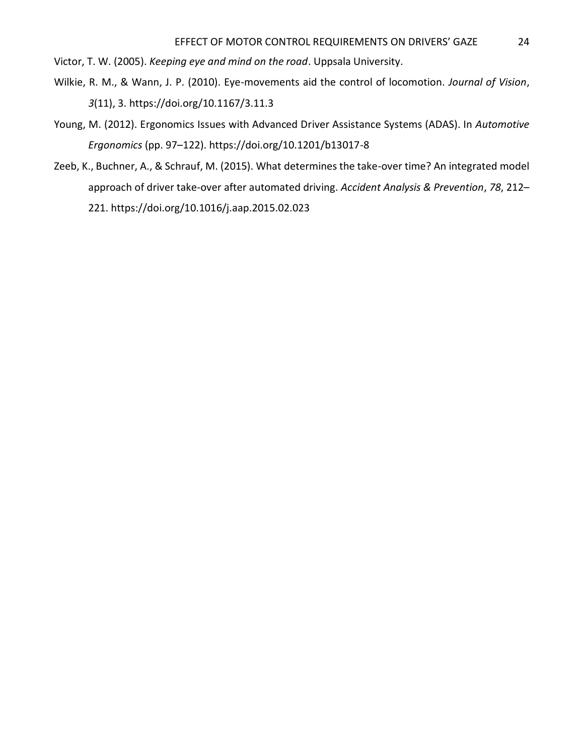Victor, T. W. (2005). *Keeping eye and mind on the road*. Uppsala University.

Wilkie, R. M., & Wann, J. P. (2010). Eye-movements aid the control of locomotion. *Journal of Vision*, *3*(11), 3. https://doi.org/10.1167/3.11.3

Young, M. (2012). Ergonomics Issues with Advanced Driver Assistance Systems (ADAS). In *Automotive Ergonomics* (pp. 97–122). https://doi.org/10.1201/b13017-8

Zeeb, K., Buchner, A., & Schrauf, M. (2015). What determines the take-over time? An integrated model approach of driver take-over after automated driving. *Accident Analysis & Prevention*, *78*, 212–221. https://doi.org/10.1016/j.aap.2015.02.023